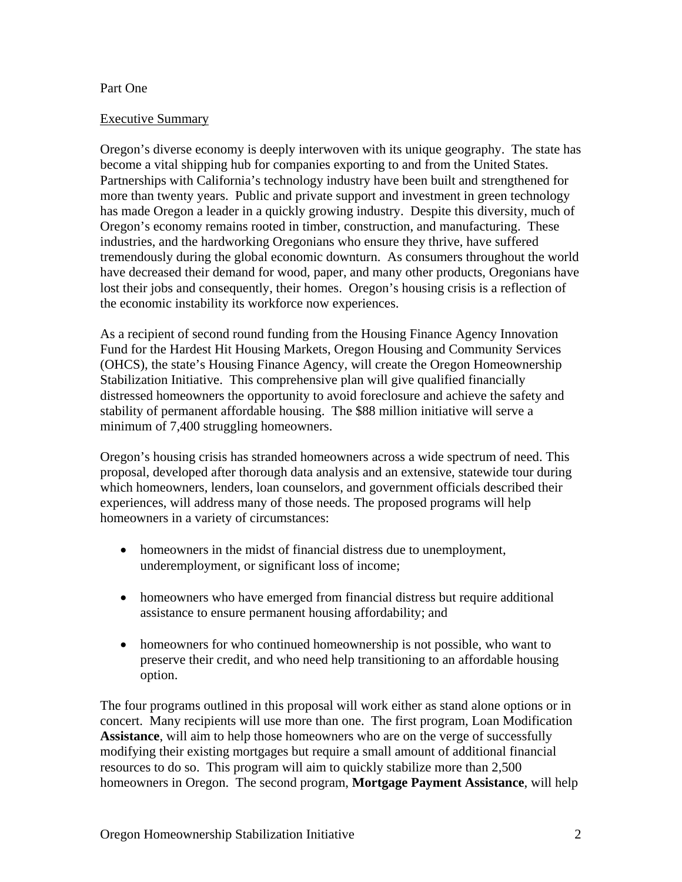Part One

Executive Summary

Oregon's diverse economy is deeply interwoven with its unique geography. The state has become a vital shipping hub for companies exporting to and from the United States. Partnerships with California's technology industry have been built and strengthened for more than twenty years. Public and private support and investment in green technology has made Oregon a leader in a quickly growing industry. Despite this diversity, much of Oregon's economy remains rooted in timber, construction, and manufacturing. These industries, and the hardworking Oregonians who ensure they thrive, have suffered tremendously during the global economic downturn. As consumers throughout the world have decreased their demand for wood, paper, and many other products, Oregonians have lost their jobs and consequently, their homes. Oregon's housing crisis is a reflection of the economic instability its workforce now experiences.

As a recipient of second round funding from the Housing Finance Agency Innovation Fund for the Hardest Hit Housing Markets, Oregon Housing and Community Services (OHCS), the state's Housing Finance Agency, will create the Oregon Homeownership Stabilization Initiative. This comprehensive plan will give qualified financially distressed homeowners the opportunity to avoid foreclosure and achieve the safety and stability of permanent affordable housing. The $88 million initiative will serve a minimum of 7,400 struggling homeowners.

Oregon's housing crisis has stranded homeowners across a wide spectrum of need. This proposal, developed after thorough data analysis and an extensive, statewide tour during which homeowners, lenders, loan counselors, and government officials described their experiences, will address many of those needs. The proposed programs will help homeowners in a variety of circumstances:

- homeowners in the midst of financial distress due to unemployment, underemployment, or significant loss of income;
- homeowners who have emerged from financial distress but require additional assistance to ensure permanent housing affordability; and
- homeowners for who continued homeownership is not possible, who want to preserve their credit, and who need help transitioning to an affordable housing option.

The four programs outlined in this proposal will work either as stand alone options or in concert. Many recipients will use more than one. The first program, Loan Modification **Assistance**, will aim to help those homeowners who are on the verge of successfully modifying their existing mortgages but require a small amount of additional financial resources to do so. This program will aim to quickly stabilize more than 2,500 homeowners in Oregon. The second program, **Mortgage Payment Assistance**, will help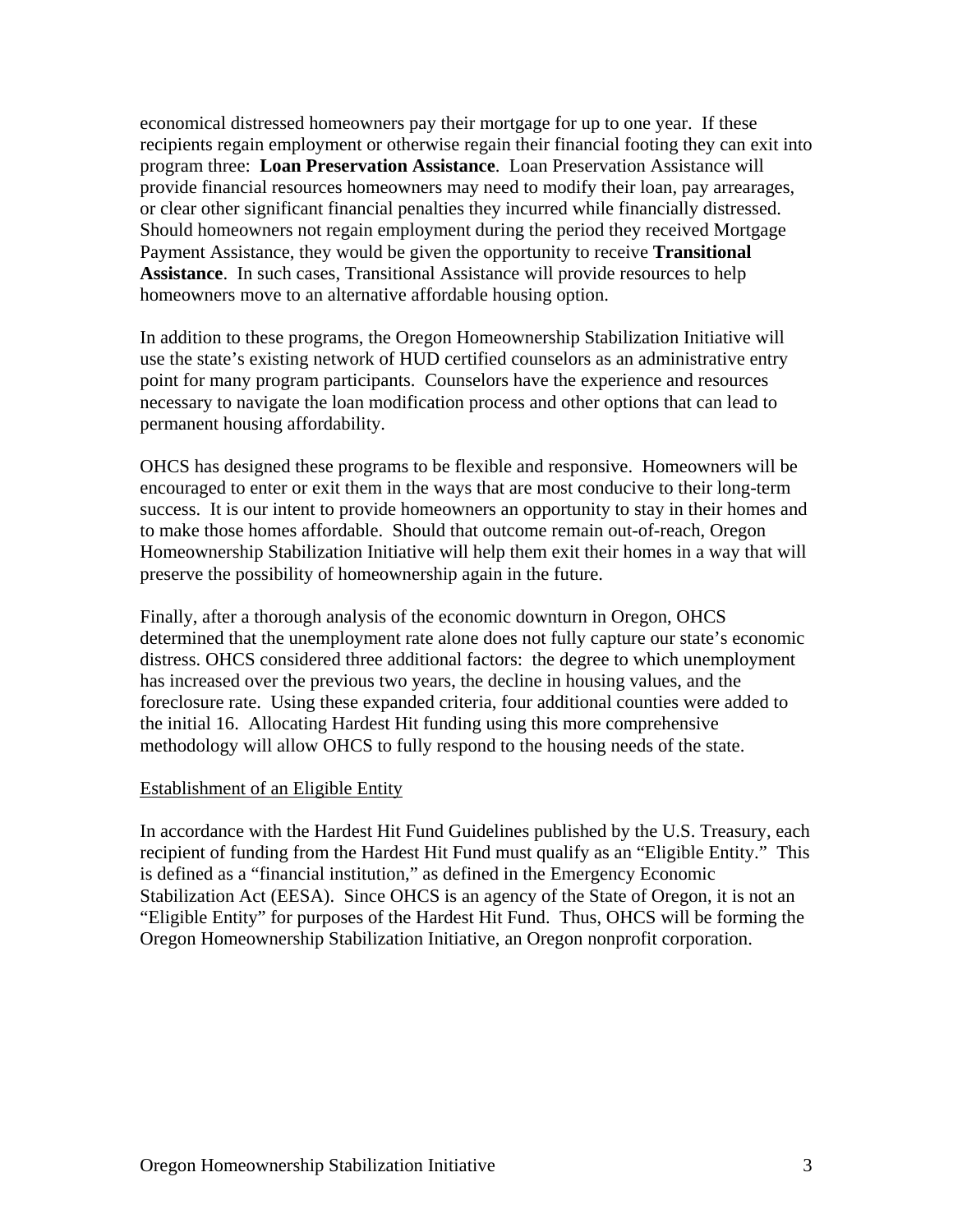economical distressed homeowners pay their mortgage for up to one year. If these recipients regain employment or otherwise regain their financial footing they can exit into program three: **Loan Preservation Assistance**. Loan Preservation Assistance will provide financial resources homeowners may need to modify their loan, pay arrearages, or clear other significant financial penalties they incurred while financially distressed. Should homeowners not regain employment during the period they received Mortgage Payment Assistance, they would be given the opportunity to receive **Transitional Assistance**. In such cases, Transitional Assistance will provide resources to help homeowners move to an alternative affordable housing option.

In addition to these programs, the Oregon Homeownership Stabilization Initiative will use the state's existing network of HUD certified counselors as an administrative entry point for many program participants. Counselors have the experience and resources necessary to navigate the loan modification process and other options that can lead to permanent housing affordability.

OHCS has designed these programs to be flexible and responsive. Homeowners will be encouraged to enter or exit them in the ways that are most conducive to their long-term success. It is our intent to provide homeowners an opportunity to stay in their homes and to make those homes affordable. Should that outcome remain out-of-reach, Oregon Homeownership Stabilization Initiative will help them exit their homes in a way that will preserve the possibility of homeownership again in the future.

Finally, after a thorough analysis of the economic downturn in Oregon, OHCS determined that the unemployment rate alone does not fully capture our state's economic distress. OHCS considered three additional factors: the degree to which unemployment has increased over the previous two years, the decline in housing values, and the foreclosure rate. Using these expanded criteria, four additional counties were added to the initial 16. Allocating Hardest Hit funding using this more comprehensive methodology will allow OHCS to fully respond to the housing needs of the state.

<u>Establishment of an Eligible Entity</u>

In accordance with the Hardest Hit Fund Guidelines published by the U.S. Treasury, each recipient of funding from the Hardest Hit Fund must qualify as an "Eligible Entity." This is defined as a "financial institution," as defined in the Emergency Economic Stabilization Act (EESA). Since OHCS is an agency of the State of Oregon, it is not an "Eligible Entity" for purposes of the Hardest Hit Fund. Thus, OHCS will be forming the Oregon Homeownership Stabilization Initiative, an Oregon nonprofit corporation.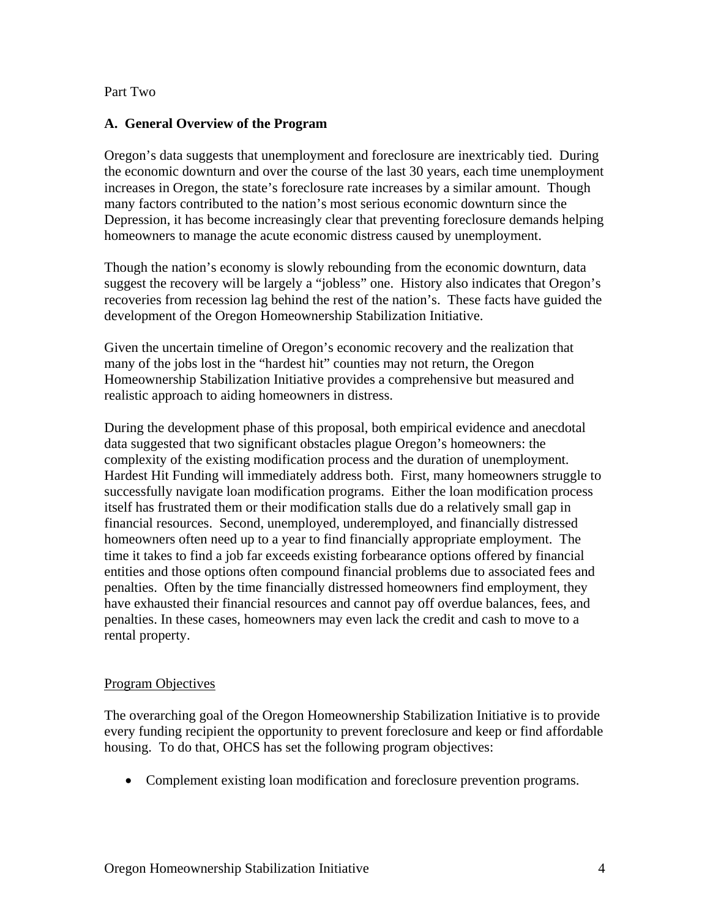Part Two

## A. General Overview of the Program

Oregon's data suggests that unemployment and foreclosure are inextricably tied. During the economic downturn and over the course of the last 30 years, each time unemployment increases in Oregon, the state's foreclosure rate increases by a similar amount. Though many factors contributed to the nation's most serious economic downturn since the Depression, it has become increasingly clear that preventing foreclosure demands helping homeowners to manage the acute economic distress caused by unemployment.

Though the nation's economy is slowly rebounding from the economic downturn, data suggest the recovery will be largely a "jobless" one. History also indicates that Oregon's recoveries from recession lag behind the rest of the nation's. These facts have guided the development of the Oregon Homeownership Stabilization Initiative.

Given the uncertain timeline of Oregon's economic recovery and the realization that many of the jobs lost in the "hardest hit" counties may not return, the Oregon Homeownership Stabilization Initiative provides a comprehensive but measured and realistic approach to aiding homeowners in distress.

During the development phase of this proposal, both empirical evidence and anecdotal data suggested that two significant obstacles plague Oregon's homeowners: the complexity of the existing modification process and the duration of unemployment. Hardest Hit Funding will immediately address both. First, many homeowners struggle to successfully navigate loan modification programs. Either the loan modification process itself has frustrated them or their modification stalls due do a relatively small gap in financial resources. Second, unemployed, underemployed, and financially distressed homeowners often need up to a year to find financially appropriate employment. The time it takes to find a job far exceeds existing forbearance options offered by financial entities and those options often compound financial problems due to associated fees and penalties. Often by the time financially distressed homeowners find employment, they have exhausted their financial resources and cannot pay off overdue balances, fees, and penalties. In these cases, homeowners may even lack the credit and cash to move to a rental property.

### Program Objectives

The overarching goal of the Oregon Homeownership Stabilization Initiative is to provide every funding recipient the opportunity to prevent foreclosure and keep or find affordable housing. To do that, OHCS has set the following program objectives:

- Complement existing loan modification and foreclosure prevention programs.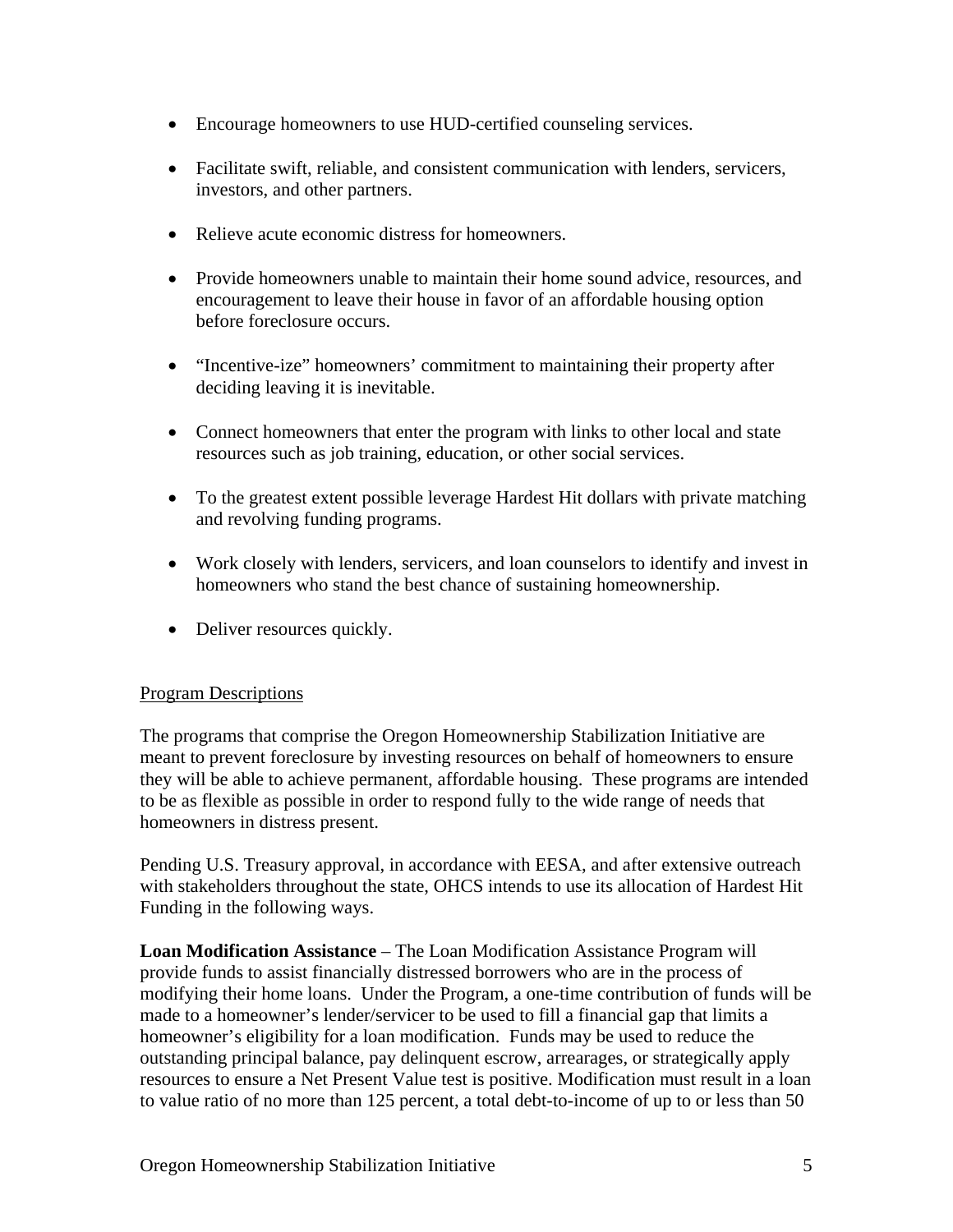- Encourage homeowners to use HUD-certified counseling services.

- Facilitate swift, reliable, and consistent communication with lenders, servicers, investors, and other partners.

- Relieve acute economic distress for homeowners.

- Provide homeowners unable to maintain their home sound advice, resources, and encouragement to leave their house in favor of an affordable housing option before foreclosure occurs.

- "Incentive-ize" homeowners' commitment to maintaining their property after deciding leaving it is inevitable.

- Connect homeowners that enter the program with links to other local and state resources such as job training, education, or other social services.

- To the greatest extent possible leverage Hardest Hit dollars with private matching and revolving funding programs.

- Work closely with lenders, servicers, and loan counselors to identify and invest in homeowners who stand the best chance of sustaining homeownership.

- Deliver resources quickly.

Program Descriptions

The programs that comprise the Oregon Homeownership Stabilization Initiative are meant to prevent foreclosure by investing resources on behalf of homeowners to ensure they will be able to achieve permanent, affordable housing. These programs are intended to be as flexible as possible in order to respond fully to the wide range of needs that homeowners in distress present.

Pending U.S. Treasury approval, in accordance with EESA, and after extensive outreach with stakeholders throughout the state, OHCS intends to use its allocation of Hardest Hit Funding in the following ways.

**Loan Modification Assistance** – The Loan Modification Assistance Program will provide funds to assist financially distressed borrowers who are in the process of modifying their home loans. Under the Program, a one-time contribution of funds will be made to a homeowner's lender/servicer to be used to fill a financial gap that limits a homeowner's eligibility for a loan modification. Funds may be used to reduce the outstanding principal balance, pay delinquent escrow, arrearages, or strategically apply resources to ensure a Net Present Value test is positive. Modification must result in a loan to value ratio of no more than 125 percent, a total debt-to-income of up to or less than 50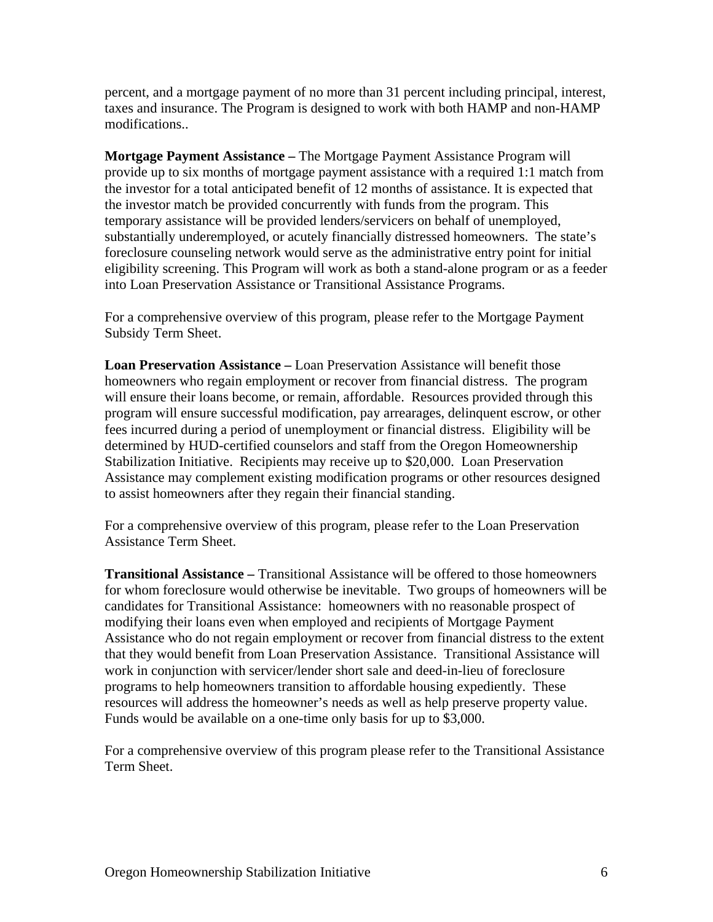percent, and a mortgage payment of no more than 31 percent including principal, interest, taxes and insurance. The Program is designed to work with both HAMP and non-HAMP modifications..

**Mortgage Payment Assistance –** The Mortgage Payment Assistance Program will provide up to six months of mortgage payment assistance with a required 1:1 match from the investor for a total anticipated benefit of 12 months of assistance. It is expected that the investor match be provided concurrently with funds from the program. This temporary assistance will be provided lenders/servicers on behalf of unemployed, substantially underemployed, or acutely financially distressed homeowners. The state's foreclosure counseling network would serve as the administrative entry point for initial eligibility screening. This Program will work as both a stand-alone program or as a feeder into Loan Preservation Assistance or Transitional Assistance Programs.

For a comprehensive overview of this program, please refer to the Mortgage Payment Subsidy Term Sheet.

**Loan Preservation Assistance –** Loan Preservation Assistance will benefit those homeowners who regain employment or recover from financial distress. The program will ensure their loans become, or remain, affordable. Resources provided through this program will ensure successful modification, pay arrearages, delinquent escrow, or other fees incurred during a period of unemployment or financial distress. Eligibility will be determined by HUD-certified counselors and staff from the Oregon Homeownership Stabilization Initiative. Recipients may receive up to $20,000. Loan Preservation Assistance may complement existing modification programs or other resources designed to assist homeowners after they regain their financial standing.

For a comprehensive overview of this program, please refer to the Loan Preservation Assistance Term Sheet.

**Transitional Assistance –** Transitional Assistance will be offered to those homeowners for whom foreclosure would otherwise be inevitable. Two groups of homeowners will be candidates for Transitional Assistance: homeowners with no reasonable prospect of modifying their loans even when employed and recipients of Mortgage Payment Assistance who do not regain employment or recover from financial distress to the extent that they would benefit from Loan Preservation Assistance. Transitional Assistance will work in conjunction with servicer/lender short sale and deed-in-lieu of foreclosure programs to help homeowners transition to affordable housing expediently. These resources will address the homeowner's needs as well as help preserve property value. Funds would be available on a one-time only basis for up to $3,000.

For a comprehensive overview of this program please refer to the Transitional Assistance Term Sheet.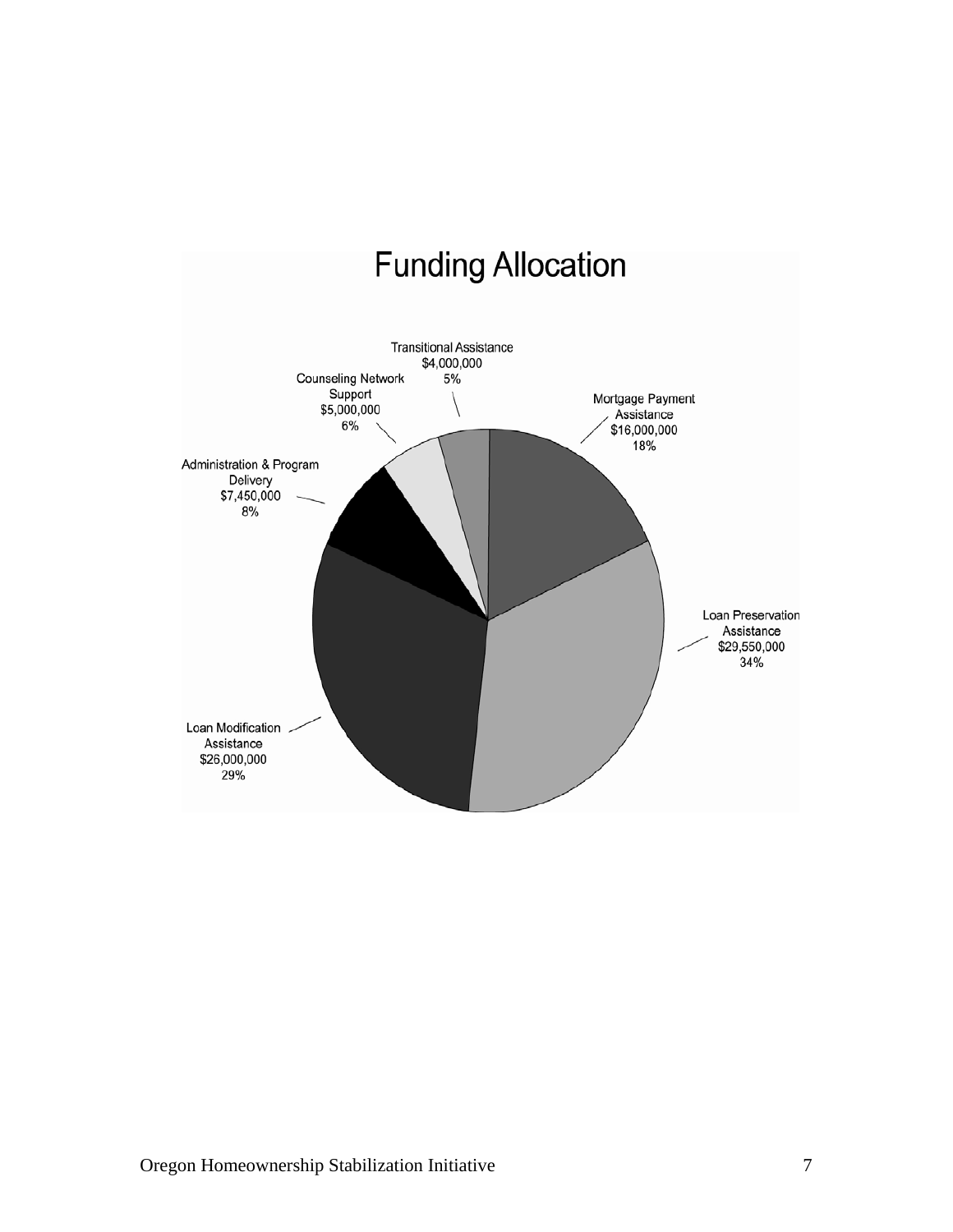# Funding Allocation

Transitional Assistance
$4,000,000
5%

Counseling Network Support
$5,000,000
6%

Mortgage Payment Assistance
$16,000,000
18%

Administration & Program Delivery
$7,450,000
8%

Loan Preservation Assistance
$29,550,000
34%

Loan Modification Assistance
$26,000,000
29%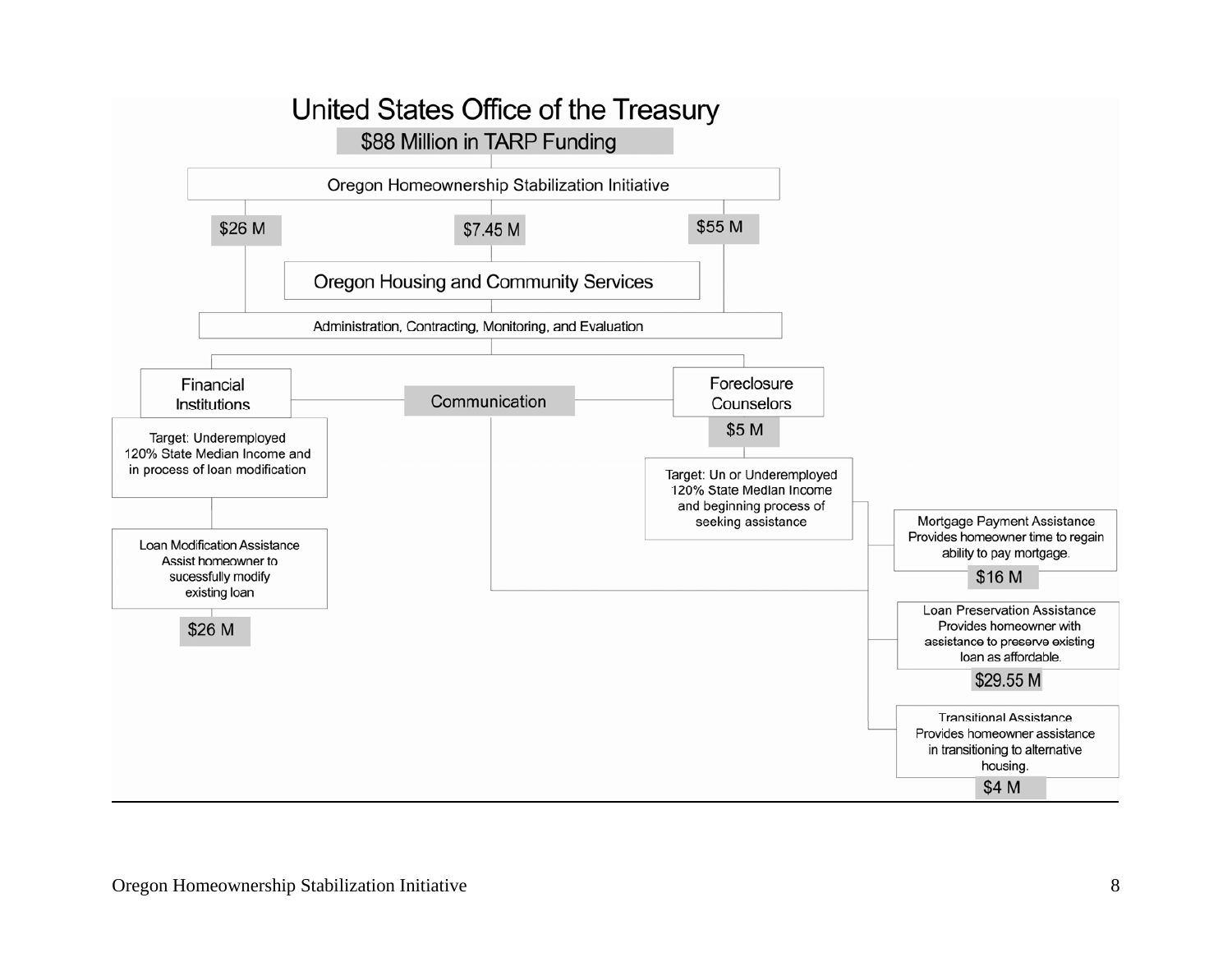# United States Office of the Treasury

**$88 Million in TARP Funding**

Oregon Homeownership Stabilization Initiative

- $26 M
- $7.45 M
- $55 M

Oregon Housing and Community Services

Administration, Contracting, Monitoring, and Evaluation

**Financial Institutions**

Target: Underemployed 120% State Median Income and in process of loan modification

Loan Modification Assistance
Assist homeowner to sucessfully modify existing loan

$26 M

**Communication**

**Foreclosure Counselors**

$5 M

Target: Un or Underemployed 120% State Median Income and beginning process of seeking assistance

Mortgage Payment Assistance
Provides homeowner time to regain ability to pay mortgage.

$16 M

Loan Preservation Assistance
Provides homeowner with assistance to preserve existing loan as affordable.

$29.55 M

Transitional Assistance
Provides homeowner assistance in transitioning to alternative housing.

$4 M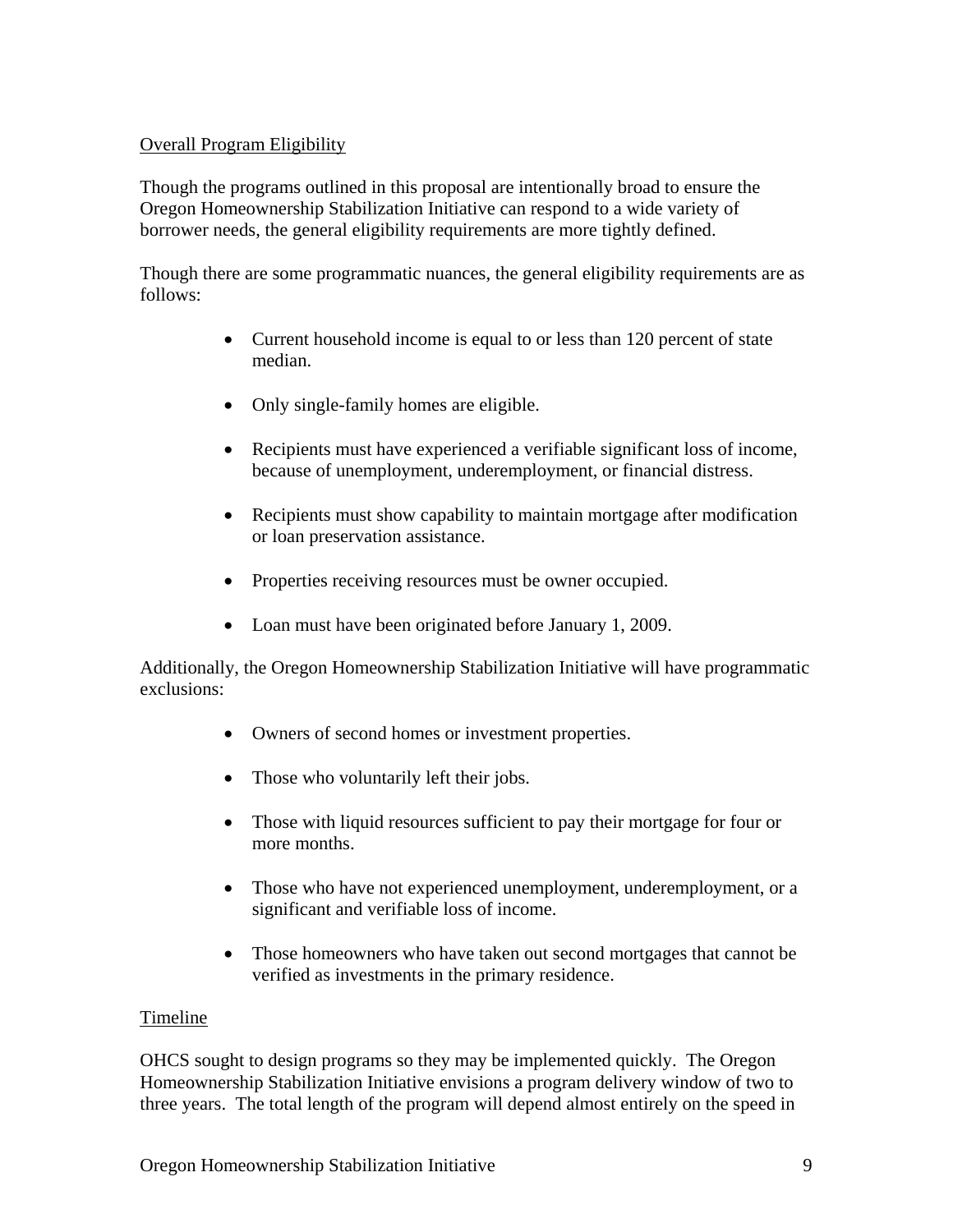## Overall Program Eligibility

Though the programs outlined in this proposal are intentionally broad to ensure the Oregon Homeownership Stabilization Initiative can respond to a wide variety of borrower needs, the general eligibility requirements are more tightly defined.

Though there are some programmatic nuances, the general eligibility requirements are as follows:

- Current household income is equal to or less than 120 percent of state median.
- Only single-family homes are eligible.
- Recipients must have experienced a verifiable significant loss of income, because of unemployment, underemployment, or financial distress.
- Recipients must show capability to maintain mortgage after modification or loan preservation assistance.
- Properties receiving resources must be owner occupied.
- Loan must have been originated before January 1, 2009.

Additionally, the Oregon Homeownership Stabilization Initiative will have programmatic exclusions:

- Owners of second homes or investment properties.
- Those who voluntarily left their jobs.
- Those with liquid resources sufficient to pay their mortgage for four or more months.
- Those who have not experienced unemployment, underemployment, or a significant and verifiable loss of income.
- Those homeowners who have taken out second mortgages that cannot be verified as investments in the primary residence.

## Timeline

OHCS sought to design programs so they may be implemented quickly. The Oregon Homeownership Stabilization Initiative envisions a program delivery window of two to three years. The total length of the program will depend almost entirely on the speed in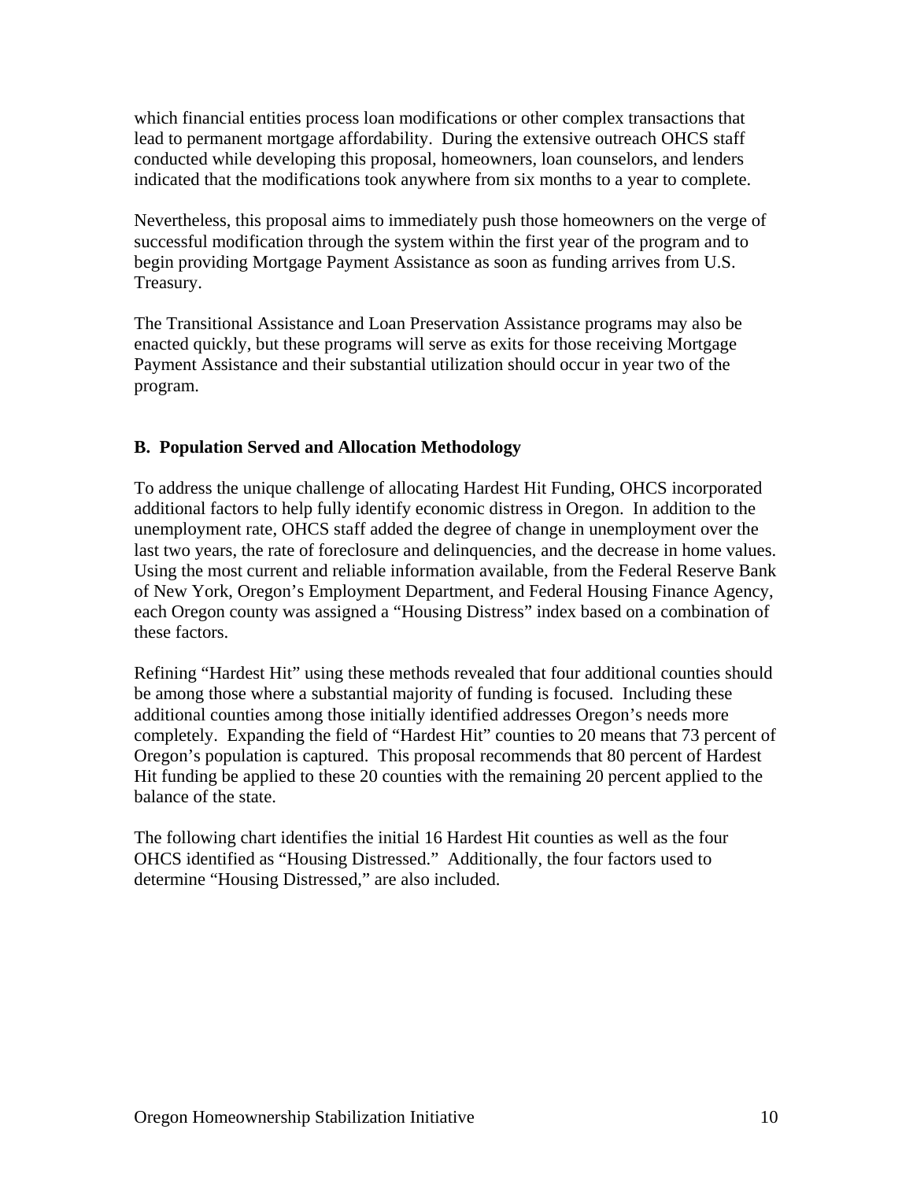which financial entities process loan modifications or other complex transactions that lead to permanent mortgage affordability. During the extensive outreach OHCS staff conducted while developing this proposal, homeowners, loan counselors, and lenders indicated that the modifications took anywhere from six months to a year to complete.

Nevertheless, this proposal aims to immediately push those homeowners on the verge of successful modification through the system within the first year of the program and to begin providing Mortgage Payment Assistance as soon as funding arrives from U.S. Treasury.

The Transitional Assistance and Loan Preservation Assistance programs may also be enacted quickly, but these programs will serve as exits for those receiving Mortgage Payment Assistance and their substantial utilization should occur in year two of the program.

### B. Population Served and Allocation Methodology

To address the unique challenge of allocating Hardest Hit Funding, OHCS incorporated additional factors to help fully identify economic distress in Oregon. In addition to the unemployment rate, OHCS staff added the degree of change in unemployment over the last two years, the rate of foreclosure and delinquencies, and the decrease in home values. Using the most current and reliable information available, from the Federal Reserve Bank of New York, Oregon's Employment Department, and Federal Housing Finance Agency, each Oregon county was assigned a "Housing Distress" index based on a combination of these factors.

Refining "Hardest Hit" using these methods revealed that four additional counties should be among those where a substantial majority of funding is focused. Including these additional counties among those initially identified addresses Oregon's needs more completely. Expanding the field of "Hardest Hit" counties to 20 means that 73 percent of Oregon's population is captured. This proposal recommends that 80 percent of Hardest Hit funding be applied to these 20 counties with the remaining 20 percent applied to the balance of the state.

The following chart identifies the initial 16 Hardest Hit counties as well as the four OHCS identified as "Housing Distressed." Additionally, the four factors used to determine "Housing Distressed," are also included.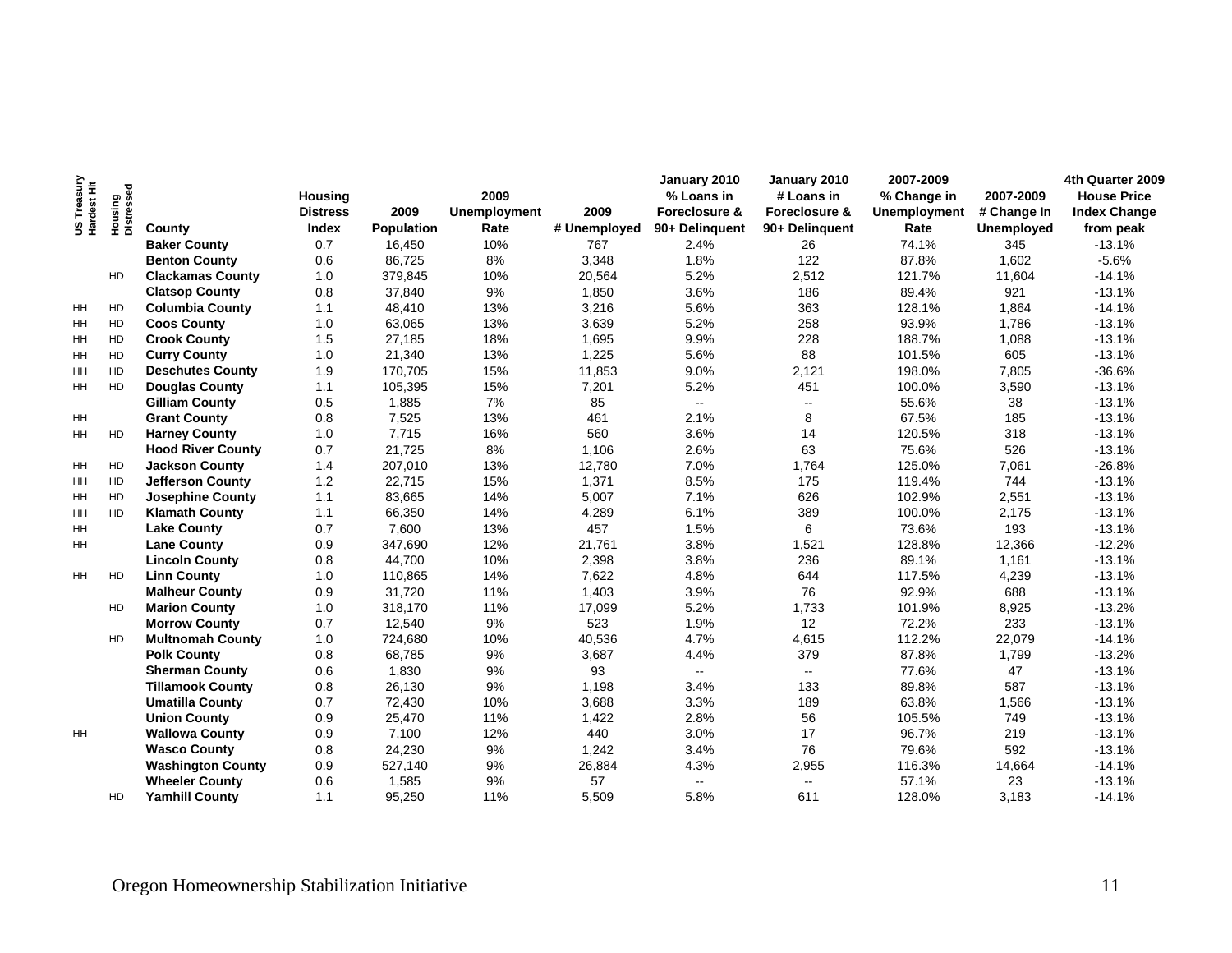| US Treasury Hardest Hit | Housing Distressed | County | Housing Distress Index | 2009 Population | 2009 Unemployment Rate | 2009 # Unemployed | January 2010 % Loans in Foreclosure & 90+ Delinquent | January 2010 # Loans in Foreclosure & 90+ Delinquent | 2007-2009 % Change in Unemployment Rate | 2007-2009 # Change In Unemployed | 4th Quarter 2009 House Price Index Change from peak |
|---|---|---|---|---|---|---|---|---|---|---|---|
| | | **Baker County** | 0.7 | 16,450 | 10% | 767 | 2.4% | 26 | 74.1% | 345 | -13.1% |
| | | **Benton County** | 0.6 | 86,725 | 8% | 3,348 | 1.8% | 122 | 87.8% | 1,602 | -5.6% |
| | HD | **Clackamas County** | 1.0 | 379,845 | 10% | 20,564 | 5.2% | 2,512 | 121.7% | 11,604 | -14.1% |
| | | **Clatsop County** | 0.8 | 37,840 | 9% | 1,850 | 3.6% | 186 | 89.4% | 921 | -13.1% |
| HH | HD | **Columbia County** | 1.1 | 48,410 | 13% | 3,216 | 5.6% | 363 | 128.1% | 1,864 | -14.1% |
| HH | HD | **Coos County** | 1.0 | 63,065 | 13% | 3,639 | 5.2% | 258 | 93.9% | 1,786 | -13.1% |
| HH | HD | **Crook County** | 1.5 | 27,185 | 18% | 1,695 | 9.9% | 228 | 188.7% | 1,088 | -13.1% |
| HH | HD | **Curry County** | 1.0 | 21,340 | 13% | 1,225 | 5.6% | 88 | 101.5% | 605 | -13.1% |
| HH | HD | **Deschutes County** | 1.9 | 170,705 | 15% | 11,853 | 9.0% | 2,121 | 198.0% | 7,805 | -36.6% |
| HH | HD | **Douglas County** | 1.1 | 105,395 | 15% | 7,201 | 5.2% | 451 | 100.0% | 3,590 | -13.1% |
| | | **Gilliam County** | 0.5 | 1,885 | 7% | 85 | -- | -- | 55.6% | 38 | -13.1% |
| HH | | **Grant County** | 0.8 | 7,525 | 13% | 461 | 2.1% | 8 | 67.5% | 185 | -13.1% |
| HH | HD | **Harney County** | 1.0 | 7,715 | 16% | 560 | 3.6% | 14 | 120.5% | 318 | -13.1% |
| | | **Hood River County** | 0.7 | 21,725 | 8% | 1,106 | 2.6% | 63 | 75.6% | 526 | -13.1% |
| HH | HD | **Jackson County** | 1.4 | 207,010 | 13% | 12,780 | 7.0% | 1,764 | 125.0% | 7,061 | -26.8% |
| HH | HD | **Jefferson County** | 1.2 | 22,715 | 15% | 1,371 | 8.5% | 175 | 119.4% | 744 | -13.1% |
| HH | HD | **Josephine County** | 1.1 | 83,665 | 14% | 5,007 | 7.1% | 626 | 102.9% | 2,551 | -13.1% |
| HH | HD | **Klamath County** | 1.1 | 66,350 | 14% | 4,289 | 6.1% | 389 | 100.0% | 2,175 | -13.1% |
| HH | | **Lake County** | 0.7 | 7,600 | 13% | 457 | 1.5% | 6 | 73.6% | 193 | -13.1% |
| HH | | **Lane County** | 0.9 | 347,690 | 12% | 21,761 | 3.8% | 1,521 | 128.8% | 12,366 | -12.2% |
| | | **Lincoln County** | 0.8 | 44,700 | 10% | 2,398 | 3.8% | 236 | 89.1% | 1,161 | -13.1% |
| HH | HD | **Linn County** | 1.0 | 110,865 | 14% | 7,622 | 4.8% | 644 | 117.5% | 4,239 | -13.1% |
| | | **Malheur County** | 0.9 | 31,720 | 11% | 1,403 | 3.9% | 76 | 92.9% | 688 | -13.1% |
| | HD | **Marion County** | 1.0 | 318,170 | 11% | 17,099 | 5.2% | 1,733 | 101.9% | 8,925 | -13.2% |
| | | **Morrow County** | 0.7 | 12,540 | 9% | 523 | 1.9% | 12 | 72.2% | 233 | -13.1% |
| | HD | **Multnomah County** | 1.0 | 724,680 | 10% | 40,536 | 4.7% | 4,615 | 112.2% | 22,079 | -14.1% |
| | | **Polk County** | 0.8 | 68,785 | 9% | 3,687 | 4.4% | 379 | 87.8% | 1,799 | -13.2% |
| | | **Sherman County** | 0.6 | 1,830 | 9% | 93 | -- | -- | 77.6% | 47 | -13.1% |
| | | **Tillamook County** | 0.8 | 26,130 | 9% | 1,198 | 3.4% | 133 | 89.8% | 587 | -13.1% |
| | | **Umatilla County** | 0.7 | 72,430 | 10% | 3,688 | 3.3% | 189 | 63.8% | 1,566 | -13.1% |
| | | **Union County** | 0.9 | 25,470 | 11% | 1,422 | 2.8% | 56 | 105.5% | 749 | -13.1% |
| HH | | **Wallowa County** | 0.9 | 7,100 | 12% | 440 | 3.0% | 17 | 96.7% | 219 | -13.1% |
| | | **Wasco County** | 0.8 | 24,230 | 9% | 1,242 | 3.4% | 76 | 79.6% | 592 | -13.1% |
| | | **Washington County** | 0.9 | 527,140 | 9% | 26,884 | 4.3% | 2,955 | 116.3% | 14,664 | -14.1% |
| | | **Wheeler County** | 0.6 | 1,585 | 9% | 57 | -- | -- | 57.1% | 23 | -13.1% |
| | HD | **Yamhill County** | 1.1 | 95,250 | 11% | 5,509 | 5.8% | 611 | 128.0% | 3,183 | -14.1% |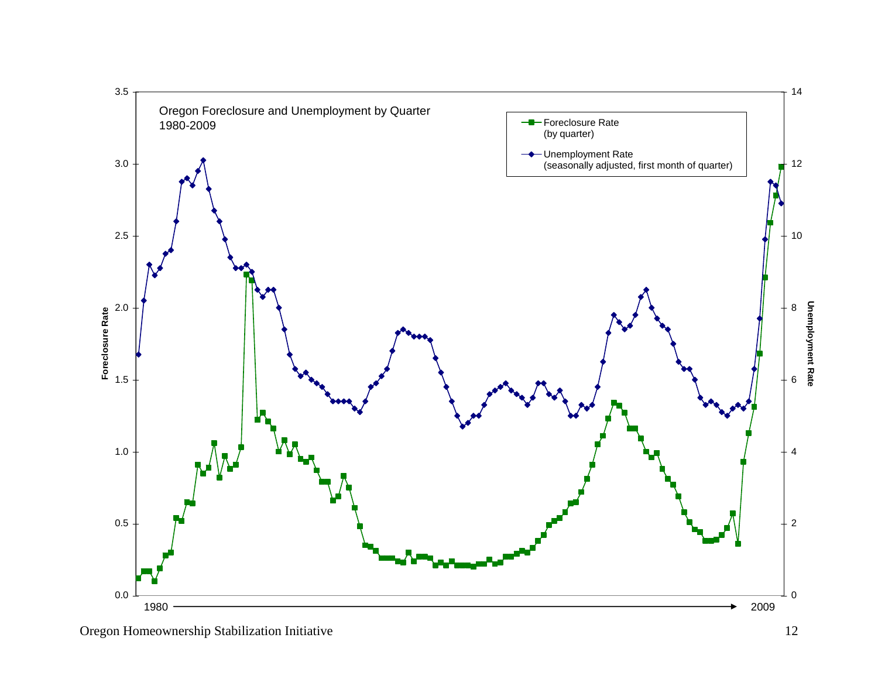Oregon Foreclosure and Unemployment by Quarter
1980-2009

Foreclosure Rate (by quarter)

Unemployment Rate (seasonally adjusted, first month of quarter)

Foreclosure Rate

Unemployment Rate

1980 → 2009

Oregon Homeownership Stabilization Initiative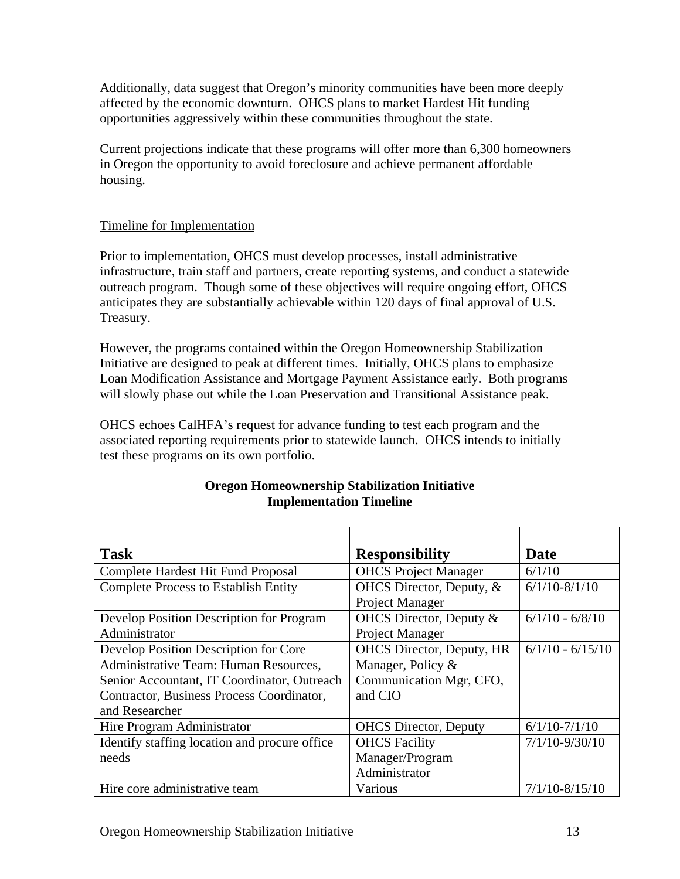Additionally, data suggest that Oregon's minority communities have been more deeply affected by the economic downturn. OHCS plans to market Hardest Hit funding opportunities aggressively within these communities throughout the state.

Current projections indicate that these programs will offer more than 6,300 homeowners in Oregon the opportunity to avoid foreclosure and achieve permanent affordable housing.

## Timeline for Implementation

Prior to implementation, OHCS must develop processes, install administrative infrastructure, train staff and partners, create reporting systems, and conduct a statewide outreach program. Though some of these objectives will require ongoing effort, OHCS anticipates they are substantially achievable within 120 days of final approval of U.S. Treasury.

However, the programs contained within the Oregon Homeownership Stabilization Initiative are designed to peak at different times. Initially, OHCS plans to emphasize Loan Modification Assistance and Mortgage Payment Assistance early. Both programs will slowly phase out while the Loan Preservation and Transitional Assistance peak.

OHCS echoes CalHFA's request for advance funding to test each program and the associated reporting requirements prior to statewide launch. OHCS intends to initially test these programs on its own portfolio.

**Oregon Homeownership Stabilization Initiative**
**Implementation Timeline**

| Task | Responsibility | Date |
|---|---|---|
| Complete Hardest Hit Fund Proposal | OHCS Project Manager | 6/1/10 |
| Complete Process to Establish Entity | OHCS Director, Deputy, & Project Manager | 6/1/10-8/1/10 |
| Develop Position Description for Program Administrator | OHCS Director, Deputy & Project Manager | 6/1/10 - 6/8/10 |
| Develop Position Description for Core Administrative Team: Human Resources, Senior Accountant, IT Coordinator, Outreach Contractor, Business Process Coordinator, and Researcher | OHCS Director, Deputy, HR Manager, Policy & Communication Mgr, CFO, and CIO | 6/1/10 - 6/15/10 |
| Hire Program Administrator | OHCS Director, Deputy | 6/1/10-7/1/10 |
| Identify staffing location and procure office needs | OHCS Facility Manager/Program Administrator | 7/1/10-9/30/10 |
| Hire core administrative team | Various | 7/1/10-8/15/10 |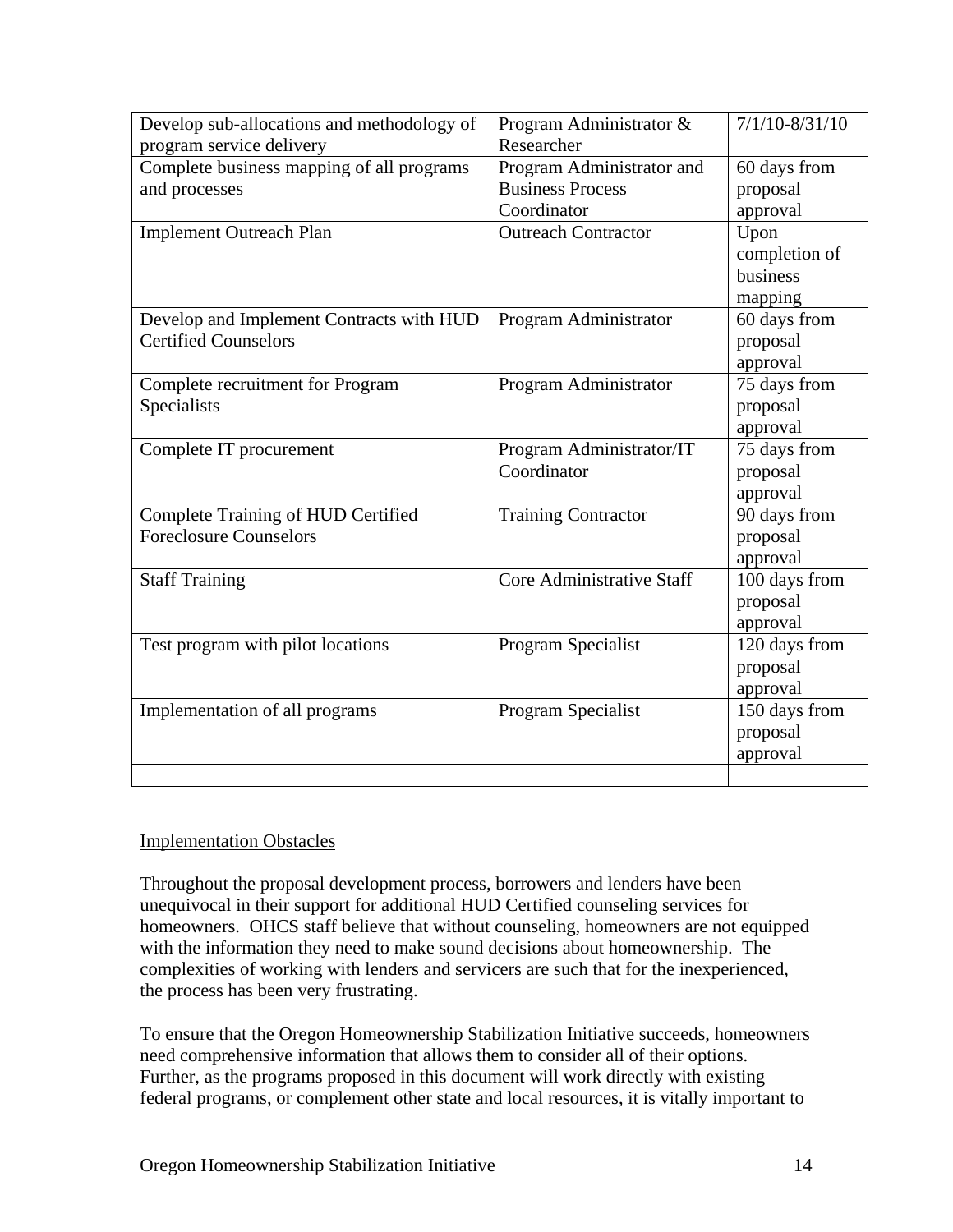| Develop sub-allocations and methodology of program service delivery | Program Administrator & Researcher | 7/1/10-8/31/10 |
|---|---|---|
| Complete business mapping of all programs and processes | Program Administrator and Business Process Coordinator | 60 days from proposal approval |
| Implement Outreach Plan | Outreach Contractor | Upon completion of business mapping |
| Develop and Implement Contracts with HUD Certified Counselors | Program Administrator | 60 days from proposal approval |
| Complete recruitment for Program Specialists | Program Administrator | 75 days from proposal approval |
| Complete IT procurement | Program Administrator/IT Coordinator | 75 days from proposal approval |
| Complete Training of HUD Certified Foreclosure Counselors | Training Contractor | 90 days from proposal approval |
| Staff Training | Core Administrative Staff | 100 days from proposal approval |
| Test program with pilot locations | Program Specialist | 120 days from proposal approval |
| Implementation of all programs | Program Specialist | 150 days from proposal approval |
| | | |

Implementation Obstacles

Throughout the proposal development process, borrowers and lenders have been unequivocal in their support for additional HUD Certified counseling services for homeowners. OHCS staff believe that without counseling, homeowners are not equipped with the information they need to make sound decisions about homeownership. The complexities of working with lenders and servicers are such that for the inexperienced, the process has been very frustrating.

To ensure that the Oregon Homeownership Stabilization Initiative succeeds, homeowners need comprehensive information that allows them to consider all of their options. Further, as the programs proposed in this document will work directly with existing federal programs, or complement other state and local resources, it is vitally important to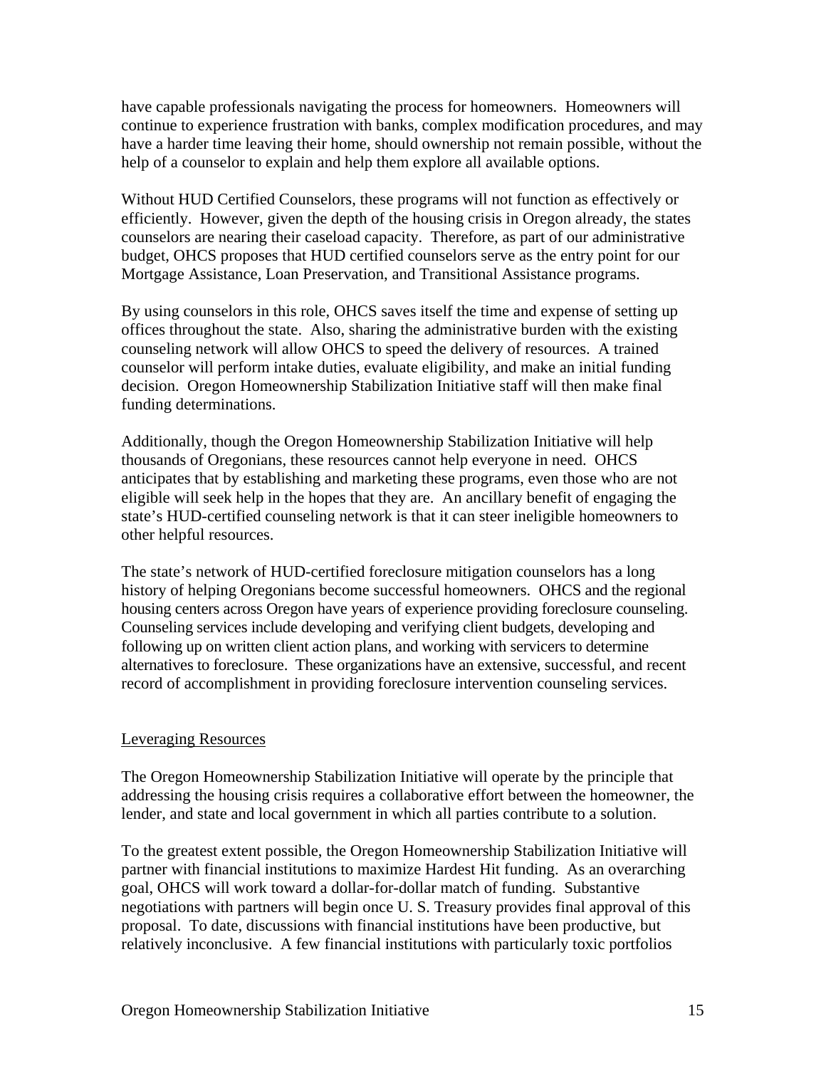have capable professionals navigating the process for homeowners. Homeowners will continue to experience frustration with banks, complex modification procedures, and may have a harder time leaving their home, should ownership not remain possible, without the help of a counselor to explain and help them explore all available options.

Without HUD Certified Counselors, these programs will not function as effectively or efficiently. However, given the depth of the housing crisis in Oregon already, the states counselors are nearing their caseload capacity. Therefore, as part of our administrative budget, OHCS proposes that HUD certified counselors serve as the entry point for our Mortgage Assistance, Loan Preservation, and Transitional Assistance programs.

By using counselors in this role, OHCS saves itself the time and expense of setting up offices throughout the state. Also, sharing the administrative burden with the existing counseling network will allow OHCS to speed the delivery of resources. A trained counselor will perform intake duties, evaluate eligibility, and make an initial funding decision. Oregon Homeownership Stabilization Initiative staff will then make final funding determinations.

Additionally, though the Oregon Homeownership Stabilization Initiative will help thousands of Oregonians, these resources cannot help everyone in need. OHCS anticipates that by establishing and marketing these programs, even those who are not eligible will seek help in the hopes that they are. An ancillary benefit of engaging the state's HUD-certified counseling network is that it can steer ineligible homeowners to other helpful resources.

The state's network of HUD-certified foreclosure mitigation counselors has a long history of helping Oregonians become successful homeowners. OHCS and the regional housing centers across Oregon have years of experience providing foreclosure counseling. Counseling services include developing and verifying client budgets, developing and following up on written client action plans, and working with servicers to determine alternatives to foreclosure. These organizations have an extensive, successful, and recent record of accomplishment in providing foreclosure intervention counseling services.

<u>Leveraging Resources</u>

The Oregon Homeownership Stabilization Initiative will operate by the principle that addressing the housing crisis requires a collaborative effort between the homeowner, the lender, and state and local government in which all parties contribute to a solution.

To the greatest extent possible, the Oregon Homeownership Stabilization Initiative will partner with financial institutions to maximize Hardest Hit funding. As an overarching goal, OHCS will work toward a dollar-for-dollar match of funding. Substantive negotiations with partners will begin once U. S. Treasury provides final approval of this proposal. To date, discussions with financial institutions have been productive, but relatively inconclusive. A few financial institutions with particularly toxic portfolios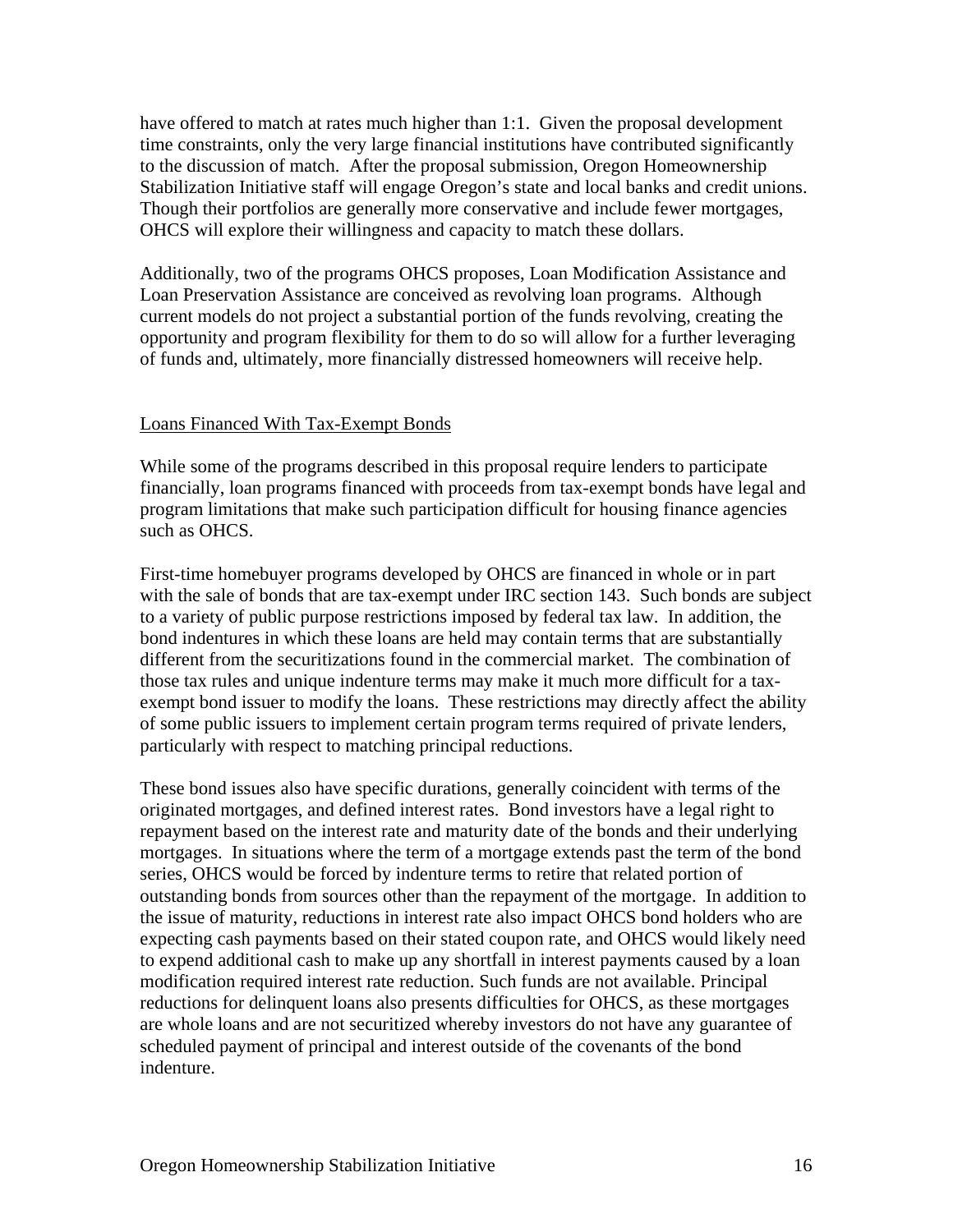have offered to match at rates much higher than 1:1. Given the proposal development time constraints, only the very large financial institutions have contributed significantly to the discussion of match. After the proposal submission, Oregon Homeownership Stabilization Initiative staff will engage Oregon's state and local banks and credit unions. Though their portfolios are generally more conservative and include fewer mortgages, OHCS will explore their willingness and capacity to match these dollars.

Additionally, two of the programs OHCS proposes, Loan Modification Assistance and Loan Preservation Assistance are conceived as revolving loan programs. Although current models do not project a substantial portion of the funds revolving, creating the opportunity and program flexibility for them to do so will allow for a further leveraging of funds and, ultimately, more financially distressed homeowners will receive help.

<u>Loans Financed With Tax-Exempt Bonds</u>

While some of the programs described in this proposal require lenders to participate financially, loan programs financed with proceeds from tax-exempt bonds have legal and program limitations that make such participation difficult for housing finance agencies such as OHCS.

First-time homebuyer programs developed by OHCS are financed in whole or in part with the sale of bonds that are tax-exempt under IRC section 143. Such bonds are subject to a variety of public purpose restrictions imposed by federal tax law. In addition, the bond indentures in which these loans are held may contain terms that are substantially different from the securitizations found in the commercial market. The combination of those tax rules and unique indenture terms may make it much more difficult for a tax-exempt bond issuer to modify the loans. These restrictions may directly affect the ability of some public issuers to implement certain program terms required of private lenders, particularly with respect to matching principal reductions.

These bond issues also have specific durations, generally coincident with terms of the originated mortgages, and defined interest rates. Bond investors have a legal right to repayment based on the interest rate and maturity date of the bonds and their underlying mortgages. In situations where the term of a mortgage extends past the term of the bond series, OHCS would be forced by indenture terms to retire that related portion of outstanding bonds from sources other than the repayment of the mortgage. In addition to the issue of maturity, reductions in interest rate also impact OHCS bond holders who are expecting cash payments based on their stated coupon rate, and OHCS would likely need to expend additional cash to make up any shortfall in interest payments caused by a loan modification required interest rate reduction. Such funds are not available. Principal reductions for delinquent loans also presents difficulties for OHCS, as these mortgages are whole loans and are not securitized whereby investors do not have any guarantee of scheduled payment of principal and interest outside of the covenants of the bond indenture.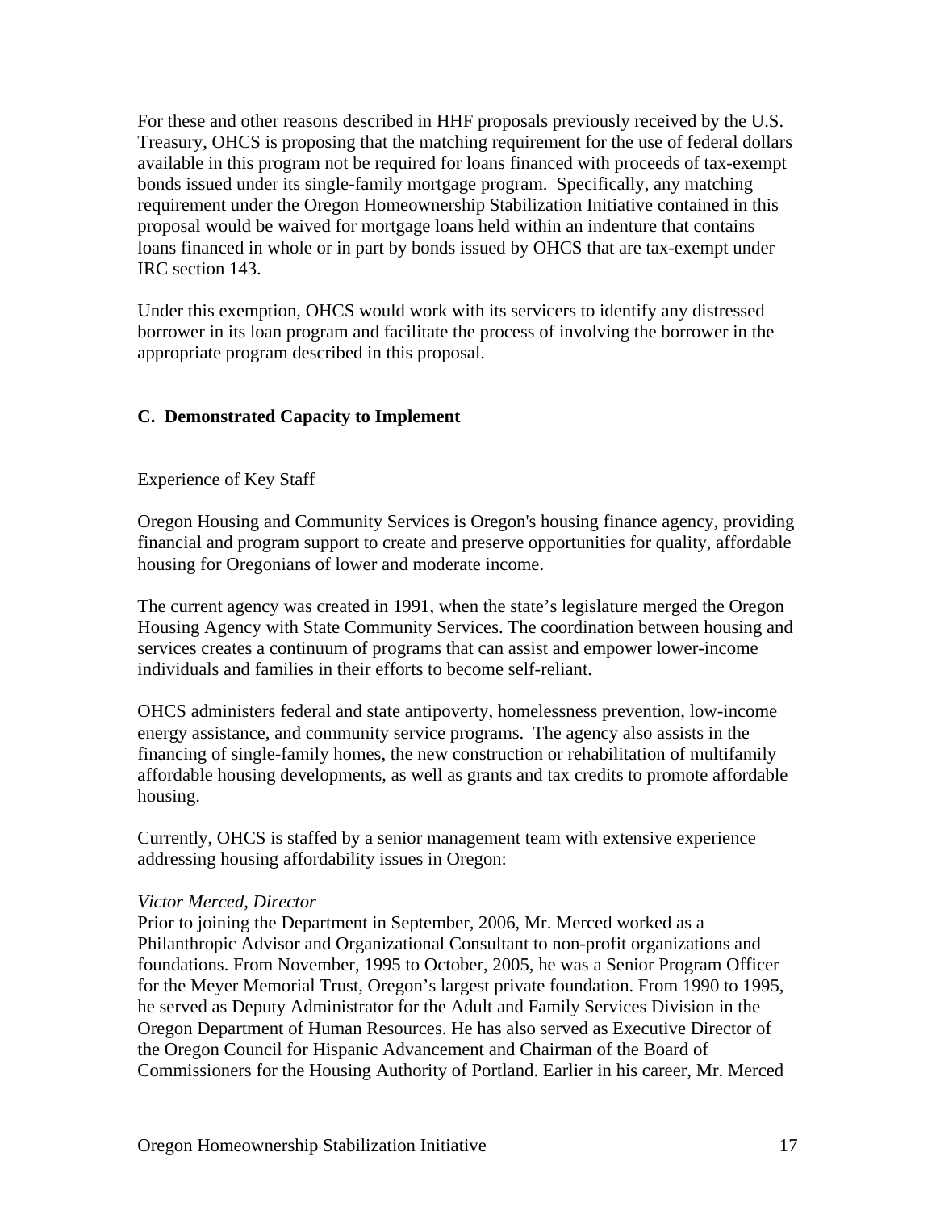For these and other reasons described in HHF proposals previously received by the U.S. Treasury, OHCS is proposing that the matching requirement for the use of federal dollars available in this program not be required for loans financed with proceeds of tax-exempt bonds issued under its single-family mortgage program. Specifically, any matching requirement under the Oregon Homeownership Stabilization Initiative contained in this proposal would be waived for mortgage loans held within an indenture that contains loans financed in whole or in part by bonds issued by OHCS that are tax-exempt under IRC section 143.

Under this exemption, OHCS would work with its servicers to identify any distressed borrower in its loan program and facilitate the process of involving the borrower in the appropriate program described in this proposal.

## C. Demonstrated Capacity to Implement

### Experience of Key Staff

Oregon Housing and Community Services is Oregon's housing finance agency, providing financial and program support to create and preserve opportunities for quality, affordable housing for Oregonians of lower and moderate income.

The current agency was created in 1991, when the state's legislature merged the Oregon Housing Agency with State Community Services. The coordination between housing and services creates a continuum of programs that can assist and empower lower-income individuals and families in their efforts to become self-reliant.

OHCS administers federal and state antipoverty, homelessness prevention, low-income energy assistance, and community service programs. The agency also assists in the financing of single-family homes, the new construction or rehabilitation of multifamily affordable housing developments, as well as grants and tax credits to promote affordable housing.

Currently, OHCS is staffed by a senior management team with extensive experience addressing housing affordability issues in Oregon:

*Victor Merced, Director*
Prior to joining the Department in September, 2006, Mr. Merced worked as a Philanthropic Advisor and Organizational Consultant to non-profit organizations and foundations. From November, 1995 to October, 2005, he was a Senior Program Officer for the Meyer Memorial Trust, Oregon's largest private foundation. From 1990 to 1995, he served as Deputy Administrator for the Adult and Family Services Division in the Oregon Department of Human Resources. He has also served as Executive Director of the Oregon Council for Hispanic Advancement and Chairman of the Board of Commissioners for the Housing Authority of Portland. Earlier in his career, Mr. Merced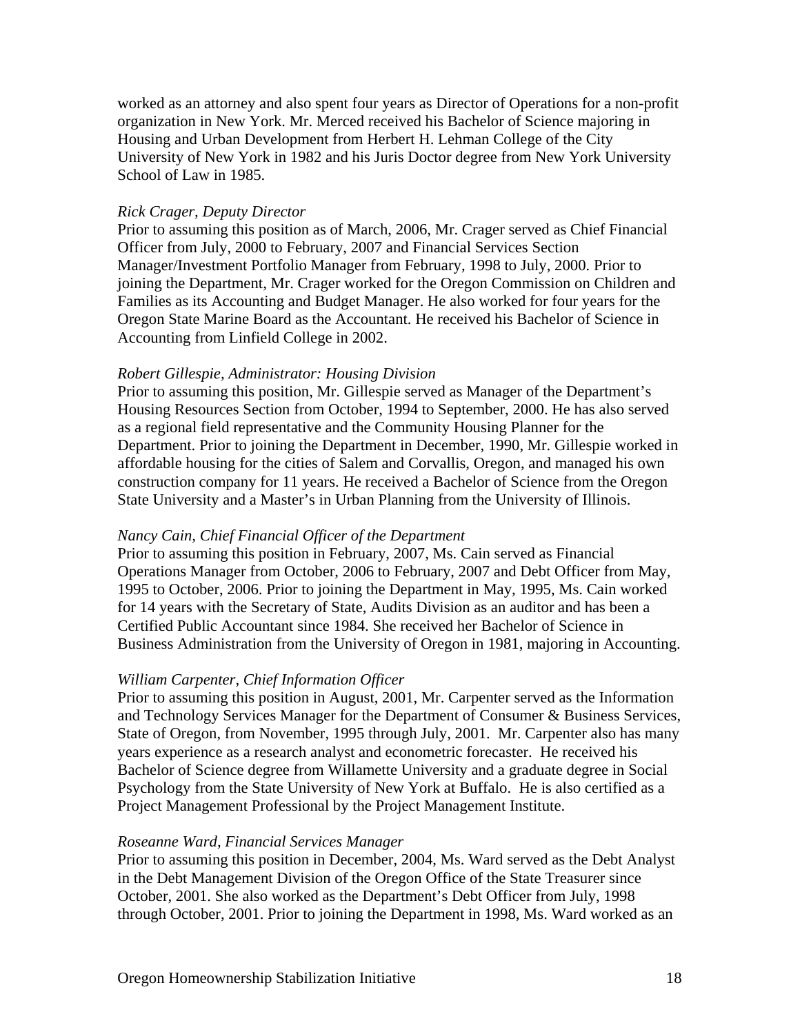worked as an attorney and also spent four years as Director of Operations for a non-profit organization in New York. Mr. Merced received his Bachelor of Science majoring in Housing and Urban Development from Herbert H. Lehman College of the City University of New York in 1982 and his Juris Doctor degree from New York University School of Law in 1985.

*Rick Crager, Deputy Director*
Prior to assuming this position as of March, 2006, Mr. Crager served as Chief Financial Officer from July, 2000 to February, 2007 and Financial Services Section Manager/Investment Portfolio Manager from February, 1998 to July, 2000. Prior to joining the Department, Mr. Crager worked for the Oregon Commission on Children and Families as its Accounting and Budget Manager. He also worked for four years for the Oregon State Marine Board as the Accountant. He received his Bachelor of Science in Accounting from Linfield College in 2002.

*Robert Gillespie, Administrator: Housing Division*
Prior to assuming this position, Mr. Gillespie served as Manager of the Department's Housing Resources Section from October, 1994 to September, 2000. He has also served as a regional field representative and the Community Housing Planner for the Department. Prior to joining the Department in December, 1990, Mr. Gillespie worked in affordable housing for the cities of Salem and Corvallis, Oregon, and managed his own construction company for 11 years. He received a Bachelor of Science from the Oregon State University and a Master's in Urban Planning from the University of Illinois.

*Nancy Cain, Chief Financial Officer of the Department*
Prior to assuming this position in February, 2007, Ms. Cain served as Financial Operations Manager from October, 2006 to February, 2007 and Debt Officer from May, 1995 to October, 2006. Prior to joining the Department in May, 1995, Ms. Cain worked for 14 years with the Secretary of State, Audits Division as an auditor and has been a Certified Public Accountant since 1984. She received her Bachelor of Science in Business Administration from the University of Oregon in 1981, majoring in Accounting.

*William Carpenter, Chief Information Officer*
Prior to assuming this position in August, 2001, Mr. Carpenter served as the Information and Technology Services Manager for the Department of Consumer & Business Services, State of Oregon, from November, 1995 through July, 2001. Mr. Carpenter also has many years experience as a research analyst and econometric forecaster. He received his Bachelor of Science degree from Willamette University and a graduate degree in Social Psychology from the State University of New York at Buffalo. He is also certified as a Project Management Professional by the Project Management Institute.

*Roseanne Ward, Financial Services Manager*
Prior to assuming this position in December, 2004, Ms. Ward served as the Debt Analyst in the Debt Management Division of the Oregon Office of the State Treasurer since October, 2001. She also worked as the Department's Debt Officer from July, 1998 through October, 2001. Prior to joining the Department in 1998, Ms. Ward worked as an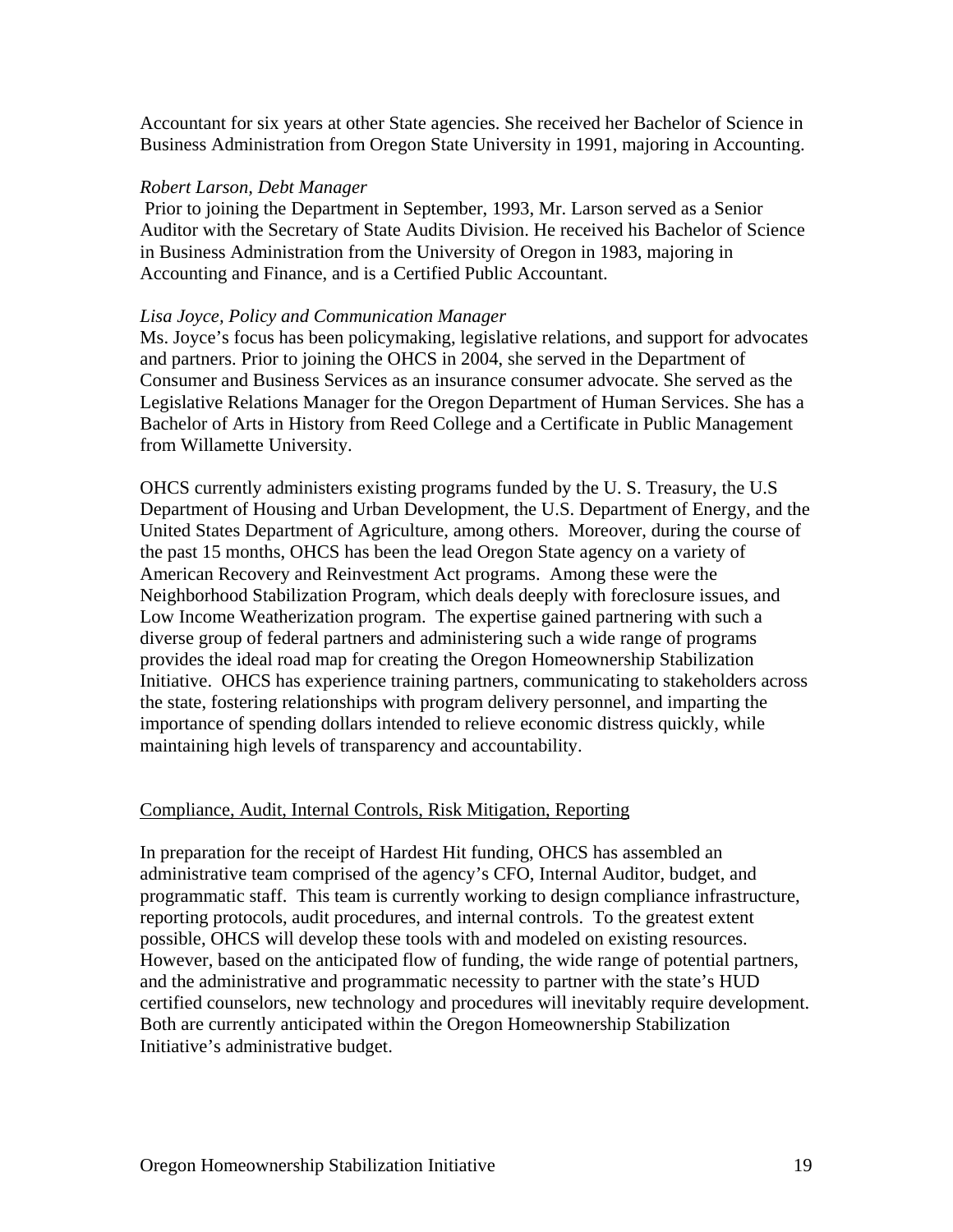Accountant for six years at other State agencies. She received her Bachelor of Science in Business Administration from Oregon State University in 1991, majoring in Accounting.

*Robert Larson, Debt Manager*

Prior to joining the Department in September, 1993, Mr. Larson served as a Senior Auditor with the Secretary of State Audits Division. He received his Bachelor of Science in Business Administration from the University of Oregon in 1983, majoring in Accounting and Finance, and is a Certified Public Accountant.

*Lisa Joyce, Policy and Communication Manager*

Ms. Joyce's focus has been policymaking, legislative relations, and support for advocates and partners. Prior to joining the OHCS in 2004, she served in the Department of Consumer and Business Services as an insurance consumer advocate. She served as the Legislative Relations Manager for the Oregon Department of Human Services. She has a Bachelor of Arts in History from Reed College and a Certificate in Public Management from Willamette University.

OHCS currently administers existing programs funded by the U. S. Treasury, the U.S Department of Housing and Urban Development, the U.S. Department of Energy, and the United States Department of Agriculture, among others. Moreover, during the course of the past 15 months, OHCS has been the lead Oregon State agency on a variety of American Recovery and Reinvestment Act programs. Among these were the Neighborhood Stabilization Program, which deals deeply with foreclosure issues, and Low Income Weatherization program. The expertise gained partnering with such a diverse group of federal partners and administering such a wide range of programs provides the ideal road map for creating the Oregon Homeownership Stabilization Initiative. OHCS has experience training partners, communicating to stakeholders across the state, fostering relationships with program delivery personnel, and imparting the importance of spending dollars intended to relieve economic distress quickly, while maintaining high levels of transparency and accountability.

<u>Compliance, Audit, Internal Controls, Risk Mitigation, Reporting</u>

In preparation for the receipt of Hardest Hit funding, OHCS has assembled an administrative team comprised of the agency's CFO, Internal Auditor, budget, and programmatic staff. This team is currently working to design compliance infrastructure, reporting protocols, audit procedures, and internal controls. To the greatest extent possible, OHCS will develop these tools with and modeled on existing resources. However, based on the anticipated flow of funding, the wide range of potential partners, and the administrative and programmatic necessity to partner with the state's HUD certified counselors, new technology and procedures will inevitably require development. Both are currently anticipated within the Oregon Homeownership Stabilization Initiative's administrative budget.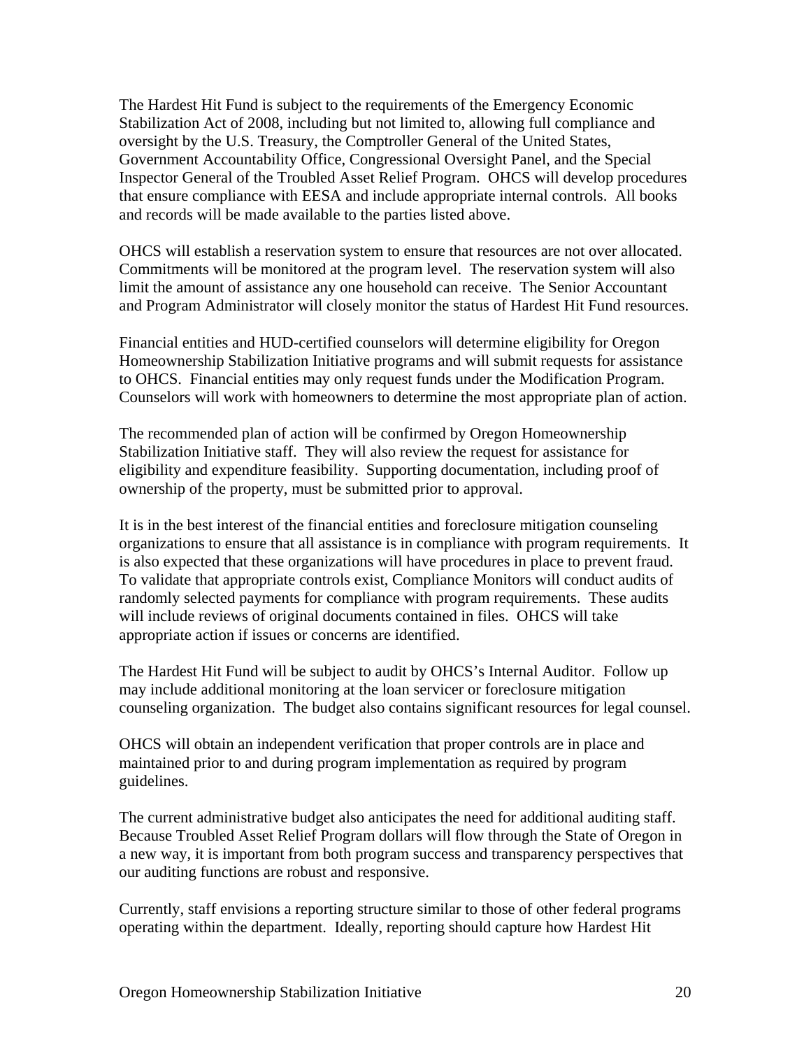The Hardest Hit Fund is subject to the requirements of the Emergency Economic Stabilization Act of 2008, including but not limited to, allowing full compliance and oversight by the U.S. Treasury, the Comptroller General of the United States, Government Accountability Office, Congressional Oversight Panel, and the Special Inspector General of the Troubled Asset Relief Program. OHCS will develop procedures that ensure compliance with EESA and include appropriate internal controls. All books and records will be made available to the parties listed above.

OHCS will establish a reservation system to ensure that resources are not over allocated. Commitments will be monitored at the program level. The reservation system will also limit the amount of assistance any one household can receive. The Senior Accountant and Program Administrator will closely monitor the status of Hardest Hit Fund resources.

Financial entities and HUD-certified counselors will determine eligibility for Oregon Homeownership Stabilization Initiative programs and will submit requests for assistance to OHCS. Financial entities may only request funds under the Modification Program. Counselors will work with homeowners to determine the most appropriate plan of action.

The recommended plan of action will be confirmed by Oregon Homeownership Stabilization Initiative staff. They will also review the request for assistance for eligibility and expenditure feasibility. Supporting documentation, including proof of ownership of the property, must be submitted prior to approval.

It is in the best interest of the financial entities and foreclosure mitigation counseling organizations to ensure that all assistance is in compliance with program requirements. It is also expected that these organizations will have procedures in place to prevent fraud. To validate that appropriate controls exist, Compliance Monitors will conduct audits of randomly selected payments for compliance with program requirements. These audits will include reviews of original documents contained in files. OHCS will take appropriate action if issues or concerns are identified.

The Hardest Hit Fund will be subject to audit by OHCS's Internal Auditor. Follow up may include additional monitoring at the loan servicer or foreclosure mitigation counseling organization. The budget also contains significant resources for legal counsel.

OHCS will obtain an independent verification that proper controls are in place and maintained prior to and during program implementation as required by program guidelines.

The current administrative budget also anticipates the need for additional auditing staff. Because Troubled Asset Relief Program dollars will flow through the State of Oregon in a new way, it is important from both program success and transparency perspectives that our auditing functions are robust and responsive.

Currently, staff envisions a reporting structure similar to those of other federal programs operating within the department. Ideally, reporting should capture how Hardest Hit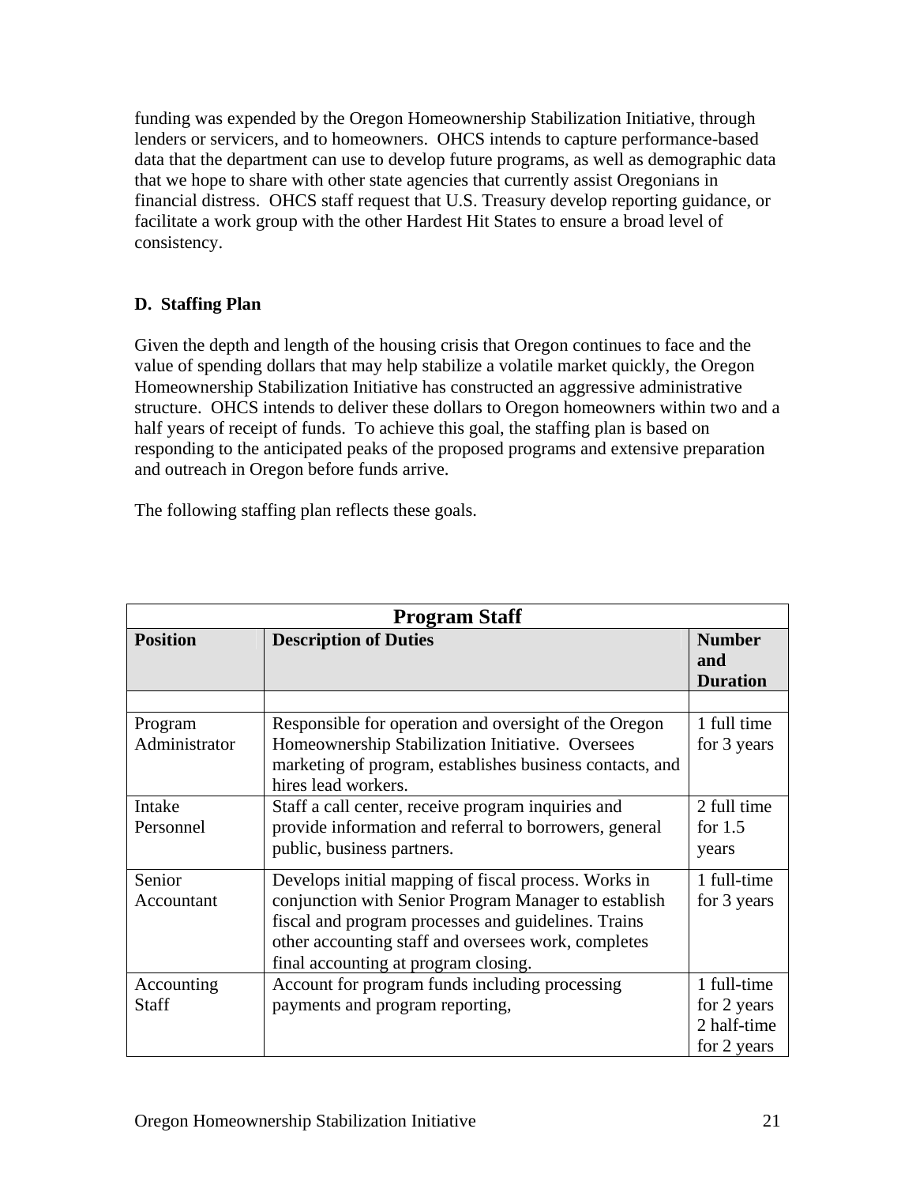funding was expended by the Oregon Homeownership Stabilization Initiative, through lenders or servicers, and to homeowners. OHCS intends to capture performance-based data that the department can use to develop future programs, as well as demographic data that we hope to share with other state agencies that currently assist Oregonians in financial distress. OHCS staff request that U.S. Treasury develop reporting guidance, or facilitate a work group with the other Hardest Hit States to ensure a broad level of consistency.

### D. Staffing Plan

Given the depth and length of the housing crisis that Oregon continues to face and the value of spending dollars that may help stabilize a volatile market quickly, the Oregon Homeownership Stabilization Initiative has constructed an aggressive administrative structure. OHCS intends to deliver these dollars to Oregon homeowners within two and a half years of receipt of funds. To achieve this goal, the staffing plan is based on responding to the anticipated peaks of the proposed programs and extensive preparation and outreach in Oregon before funds arrive.

The following staffing plan reflects these goals.

| Program Staff | | |
|---|---|---|
| **Position** | **Description of Duties** | **Number and Duration** |
| | | |
| Program Administrator | Responsible for operation and oversight of the Oregon Homeownership Stabilization Initiative. Oversees marketing of program, establishes business contacts, and hires lead workers. | 1 full time for 3 years |
| Intake Personnel | Staff a call center, receive program inquiries and provide information and referral to borrowers, general public, business partners. | 2 full time for 1.5 years |
| Senior Accountant | Develops initial mapping of fiscal process. Works in conjunction with Senior Program Manager to establish fiscal and program processes and guidelines. Trains other accounting staff and oversees work, completes final accounting at program closing. | 1 full-time for 3 years |
| Accounting Staff | Account for program funds including processing payments and program reporting, | 1 full-time for 2 years 2 half-time for 2 years |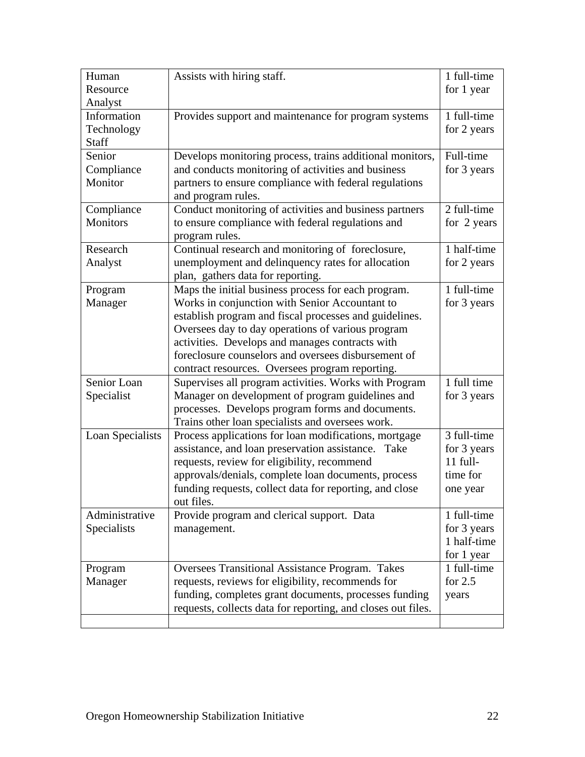| Human Resource Analyst | Assists with hiring staff. | 1 full-time for 1 year |
|---|---|---|
| Information Technology Staff | Provides support and maintenance for program systems | 1 full-time for 2 years |
| Senior Compliance Monitor | Develops monitoring process, trains additional monitors, and conducts monitoring of activities and business partners to ensure compliance with federal regulations and program rules. | Full-time for 3 years |
| Compliance Monitors | Conduct monitoring of activities and business partners to ensure compliance with federal regulations and program rules. | 2 full-time for 2 years |
| Research Analyst | Continual research and monitoring of foreclosure, unemployment and delinquency rates for allocation plan, gathers data for reporting. | 1 half-time for 2 years |
| Program Manager | Maps the initial business process for each program. Works in conjunction with Senior Accountant to establish program and fiscal processes and guidelines. Oversees day to day operations of various program activities. Develops and manages contracts with foreclosure counselors and oversees disbursement of contract resources. Oversees program reporting. | 1 full-time for 3 years |
| Senior Loan Specialist | Supervises all program activities. Works with Program Manager on development of program guidelines and processes. Develops program forms and documents. Trains other loan specialists and oversees work. | 1 full time for 3 years |
| Loan Specialists | Process applications for loan modifications, mortgage assistance, and loan preservation assistance. Take requests, review for eligibility, recommend approvals/denials, complete loan documents, process funding requests, collect data for reporting, and close out files. | 3 full-time for 3 years 11 full-time for one year |
| Administrative Specialists | Provide program and clerical support. Data management. | 1 full-time for 3 years 1 half-time for 1 year |
| Program Manager | Oversees Transitional Assistance Program. Takes requests, reviews for eligibility, recommends for funding, completes grant documents, processes funding requests, collects data for reporting, and closes out files. | 1 full-time for 2.5 years |
| | | |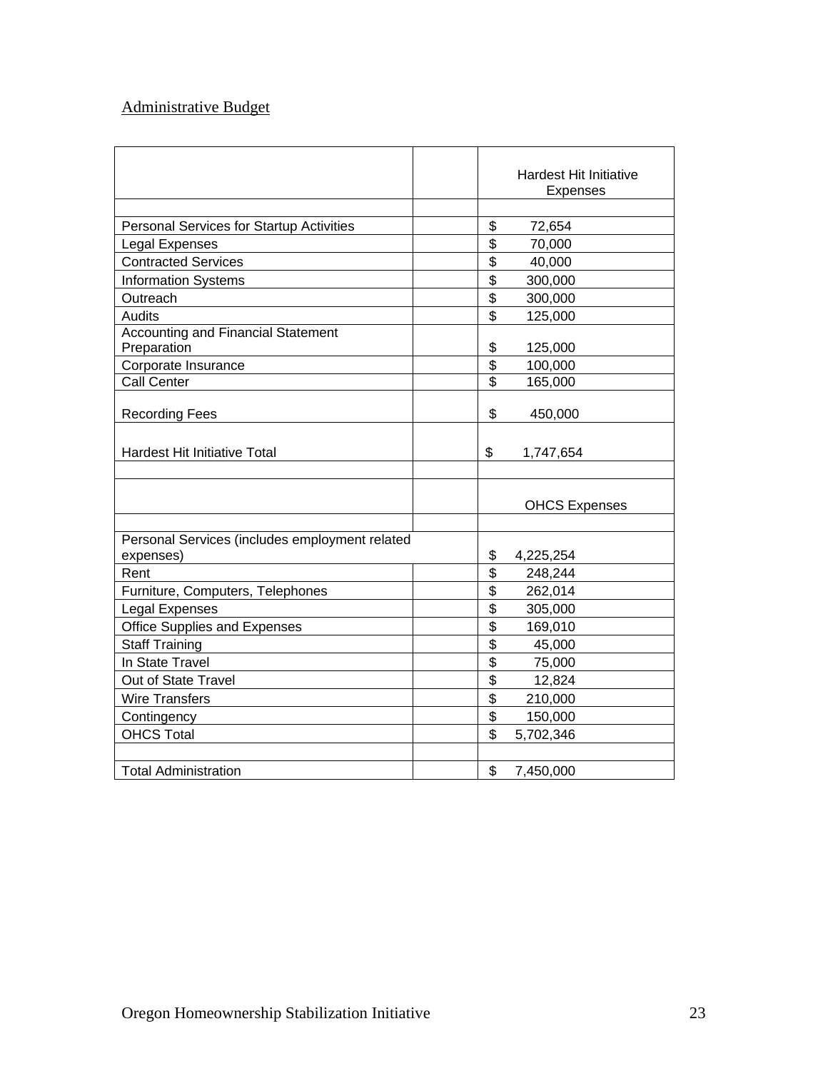## Administrative Budget

| | | Hardest Hit Initiative Expenses |
|---|---|---|
| | | |
| Personal Services for Startup Activities | | $ 72,654 |
| Legal Expenses | | $ 70,000 |
| Contracted Services | | $ 40,000 |
| Information Systems | | $ 300,000 |
| Outreach | | $ 300,000 |
| Audits | | $ 125,000 |
| Accounting and Financial Statement Preparation | | $ 125,000 |
| Corporate Insurance | | $ 100,000 |
| Call Center | | $ 165,000 |
| Recording Fees | | $ 450,000 |
| Hardest Hit Initiative Total | | $ 1,747,654 |
| | | |
| | | OHCS Expenses |
| | | |
| Personal Services (includes employment related expenses) | | $ 4,225,254 |
| Rent | | $ 248,244 |
| Furniture, Computers, Telephones | | $ 262,014 |
| Legal Expenses | | $ 305,000 |
| Office Supplies and Expenses | | $ 169,010 |
| Staff Training | | $ 45,000 |
| In State Travel | | $ 75,000 |
| Out of State Travel | | $ 12,824 |
| Wire Transfers | | $ 210,000 |
| Contingency | | $ 150,000 |
| OHCS Total | | $ 5,702,346 |
| | | |
| Total Administration | | $ 7,450,000 |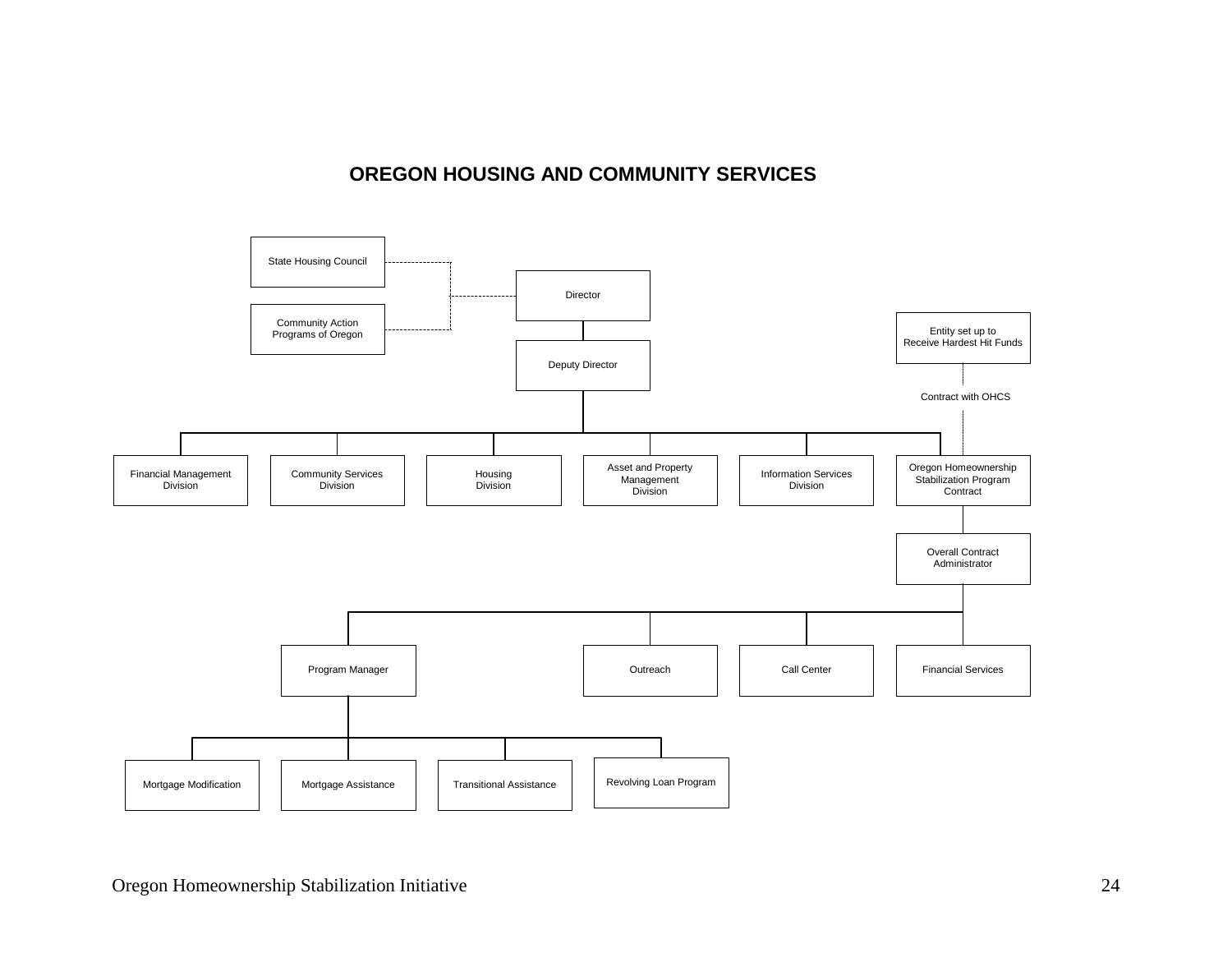## OREGON HOUSING AND COMMUNITY SERVICES

State Housing Council

Community Action Programs of Oregon

Director

Deputy Director

Entity set up to Receive Hardest Hit Funds

Contract with OHCS

Financial Management Division

Community Services Division

Housing Division

Asset and Property Management Division

Information Services Division

Oregon Homeownership Stabilization Program Contract

Overall Contract Administrator

Program Manager

Outreach

Call Center

Financial Services

Mortgage Modification

Mortgage Assistance

Transitional Assistance

Revolving Loan Program